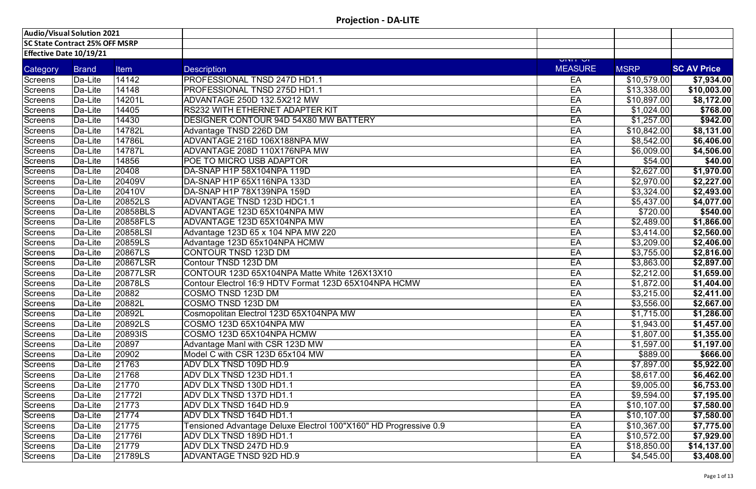# Projection - DA-LITE

**Audio/Visual Solution 2021**
**SC State Contract 25% OFF MSRP**
**Effective Date 10/19/21**

| Category | Brand | Item | Description | UNIT OF MEASURE | MSRP | SC AV Price |
|---|---|---|---|---|---|---|
| Screens | Da-Lite | 14142 | PROFESSIONAL TNSD 247D HD1.1 | EA | $10,579.00 | **$7,934.00** |
| Screens | Da-Lite | 14148 | PROFESSIONAL TNSD 275D HD1.1 | EA | $13,338.00 | **$10,003.00** |
| Screens | Da-Lite | 14201L | ADVANTAGE 250D 132.5X212 MW | EA | $10,897.00 | **$8,172.00** |
| Screens | Da-Lite | 14405 | RS232 WITH ETHERNET ADAPTER KIT | EA | $1,024.00 | **$768.00** |
| Screens | Da-Lite | 14430 | DESIGNER CONTOUR 94D 54X80 MW BATTERY | EA | $1,257.00 | **$942.00** |
| Screens | Da-Lite | 14782L | Advantage TNSD 226D DM | EA | $10,842.00 | **$8,131.00** |
| Screens | Da-Lite | 14786L | ADVANTAGE 216D 106X188NPA MW | EA | $8,542.00 | **$6,406.00** |
| Screens | Da-Lite | 14787L | ADVANTAGE 208D 110X176NPA MW | EA | $6,009.00 | **$4,506.00** |
| Screens | Da-Lite | 14856 | POE TO MICRO USB ADAPTOR | EA | $54.00 | **$40.00** |
| Screens | Da-Lite | 20408 | DA-SNAP H1P 58X104NPA 119D | EA | $2,627.00 | **$1,970.00** |
| Screens | Da-Lite | 20409V | DA-SNAP H1P 65X116NPA 133D | EA | $2,970.00 | **$2,227.00** |
| Screens | Da-Lite | 20410V | DA-SNAP H1P 78X139NPA 159D | EA | $3,324.00 | **$2,493.00** |
| Screens | Da-Lite | 20852LS | ADVANTAGE TNSD 123D HDC1.1 | EA | $5,437.00 | **$4,077.00** |
| Screens | Da-Lite | 20858BLS | ADVANTAGE 123D 65X104NPA MW | EA | $720.00 | **$540.00** |
| Screens | Da-Lite | 20858FLS | ADVANTAGE 123D 65X104NPA MW | EA | $2,489.00 | **$1,866.00** |
| Screens | Da-Lite | 20858LSI | Advantage 123D 65 x 104 NPA MW 220 | EA | $3,414.00 | **$2,560.00** |
| Screens | Da-Lite | 20859LS | Advantage 123D 65x104NPA HCMW | EA | $3,209.00 | **$2,406.00** |
| Screens | Da-Lite | 20867LS | CONTOUR TNSD 123D DM | EA | $3,755.00 | **$2,816.00** |
| Screens | Da-Lite | 20867LSR | Contour TNSD 123D DM | EA | $3,863.00 | **$2,897.00** |
| Screens | Da-Lite | 20877LSR | CONTOUR 123D 65X104NPA Matte White 126X13X10 | EA | $2,212.00 | **$1,659.00** |
| Screens | Da-Lite | 20878LS | Contour Electrol 16:9 HDTV Format 123D 65X104NPA HCMW | EA | $1,872.00 | **$1,404.00** |
| Screens | Da-Lite | 20882 | COSMO TNSD 123D DM | EA | $3,215.00 | **$2,411.00** |
| Screens | Da-Lite | 20882L | COSMO TNSD 123D DM | EA | $3,556.00 | **$2,667.00** |
| Screens | Da-Lite | 20892L | Cosmopolitan Electrol 123D 65X104NPA MW | EA | $1,715.00 | **$1,286.00** |
| Screens | Da-Lite | 20892LS | COSMO 123D 65X104NPA MW | EA | $1,943.00 | **$1,457.00** |
| Screens | Da-Lite | 20893IS | COSMO 123D 65X104NPA HCMW | EA | $1,807.00 | **$1,355.00** |
| Screens | Da-Lite | 20897 | Advantage Manl with CSR 123D MW | EA | $1,597.00 | **$1,197.00** |
| Screens | Da-Lite | 20902 | Model C with CSR 123D 65x104 MW | EA | $889.00 | **$666.00** |
| Screens | Da-Lite | 21763 | ADV DLX TNSD 109D HD.9 | EA | $7,897.00 | **$5,922.00** |
| Screens | Da-Lite | 21768 | ADV DLX TNSD 123D HD1.1 | EA | $8,617.00 | **$6,462.00** |
| Screens | Da-Lite | 21770 | ADV DLX TNSD 130D HD1.1 | EA | $9,005.00 | **$6,753.00** |
| Screens | Da-Lite | 21772I | ADV DLX TNSD 137D HD1.1 | EA | $9,594.00 | **$7,195.00** |
| Screens | Da-Lite | 21773 | ADV DLX TNSD 164D HD.9 | EA | $10,107.00 | **$7,580.00** |
| Screens | Da-Lite | 21774 | ADV DLX TNSD 164D HD1.1 | EA | $10,107.00 | **$7,580.00** |
| Screens | Da-Lite | 21775 | Tensioned Advantage Deluxe Electrol 100"X160" HD Progressive 0.9 | EA | $10,367.00 | **$7,775.00** |
| Screens | Da-Lite | 21776I | ADV DLX TNSD 189D HD1.1 | EA | $10,572.00 | **$7,929.00** |
| Screens | Da-Lite | 21779 | ADV DLX TNSD 247D HD.9 | EA | $18,850.00 | **$14,137.00** |
| Screens | Da-Lite | 21789LS | ADVANTAGE TNSD 92D HD.9 | EA | $4,545.00 | **$3,408.00** |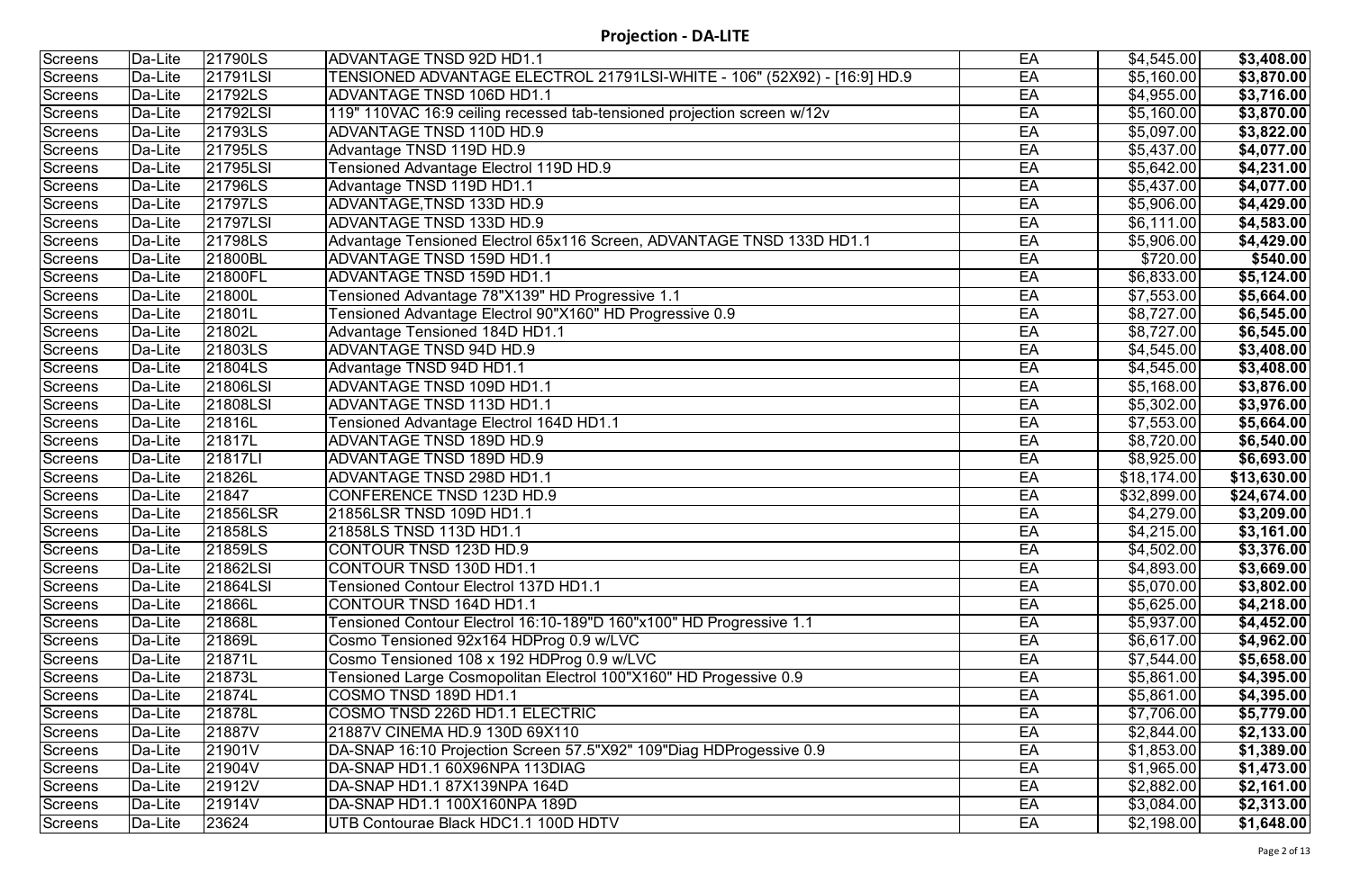# Projection - DA-LITE

| | | | | | | |
|---|---|---|---|---|---|---|
| Screens | Da-Lite | 21790LS | ADVANTAGE TNSD 92D HD1.1 | EA | $4,545.00 | **$3,408.00** |
| Screens | Da-Lite | 21791LSI | TENSIONED ADVANTAGE ELECTROL 21791LSI-WHITE - 106" (52X92) - [16:9] HD.9 | EA | $5,160.00 | **$3,870.00** |
| Screens | Da-Lite | 21792LS | ADVANTAGE TNSD 106D HD1.1 | EA | $4,955.00 | **$3,716.00** |
| Screens | Da-Lite | 21792LSI | 119" 110VAC 16:9 ceiling recessed tab-tensioned projection screen w/12v | EA | $5,160.00 | **$3,870.00** |
| Screens | Da-Lite | 21793LS | ADVANTAGE TNSD 110D HD.9 | EA | $5,097.00 | **$3,822.00** |
| Screens | Da-Lite | 21795LS | Advantage TNSD 119D HD.9 | EA | $5,437.00 | **$4,077.00** |
| Screens | Da-Lite | 21795LSI | Tensioned Advantage Electrol 119D HD.9 | EA | $5,642.00 | **$4,231.00** |
| Screens | Da-Lite | 21796LS | Advantage TNSD 119D HD1.1 | EA | $5,437.00 | **$4,077.00** |
| Screens | Da-Lite | 21797LS | ADVANTAGE,TNSD 133D HD.9 | EA | $5,906.00 | **$4,429.00** |
| Screens | Da-Lite | 21797LSI | ADVANTAGE TNSD 133D HD.9 | EA | $6,111.00 | **$4,583.00** |
| Screens | Da-Lite | 21798LS | Advantage Tensioned Electrol 65x116 Screen, ADVANTAGE TNSD 133D HD1.1 | EA | $5,906.00 | **$4,429.00** |
| Screens | Da-Lite | 21800BL | ADVANTAGE TNSD 159D HD1.1 | EA | $720.00 | **$540.00** |
| Screens | Da-Lite | 21800FL | ADVANTAGE TNSD 159D HD1.1 | EA | $6,833.00 | **$5,124.00** |
| Screens | Da-Lite | 21800L | Tensioned Advantage 78"X139" HD Progressive 1.1 | EA | $7,553.00 | **$5,664.00** |
| Screens | Da-Lite | 21801L | Tensioned Advantage Electrol 90"X160" HD Progressive 0.9 | EA | $8,727.00 | **$6,545.00** |
| Screens | Da-Lite | 21802L | Advantage Tensioned 184D HD1.1 | EA | $8,727.00 | **$6,545.00** |
| Screens | Da-Lite | 21803LS | ADVANTAGE TNSD 94D HD.9 | EA | $4,545.00 | **$3,408.00** |
| Screens | Da-Lite | 21804LS | Advantage TNSD 94D HD1.1 | EA | $4,545.00 | **$3,408.00** |
| Screens | Da-Lite | 21806LSI | ADVANTAGE TNSD 109D HD1.1 | EA | $5,168.00 | **$3,876.00** |
| Screens | Da-Lite | 21808LSI | ADVANTAGE TNSD 113D HD1.1 | EA | $5,302.00 | **$3,976.00** |
| Screens | Da-Lite | 21816L | Tensioned Advantage Electrol 164D HD1.1 | EA | $7,553.00 | **$5,664.00** |
| Screens | Da-Lite | 21817L | ADVANTAGE TNSD 189D HD.9 | EA | $8,720.00 | **$6,540.00** |
| Screens | Da-Lite | 21817LI | ADVANTAGE TNSD 189D HD.9 | EA | $8,925.00 | **$6,693.00** |
| Screens | Da-Lite | 21826L | ADVANTAGE TNSD 298D HD1.1 | EA | $18,174.00 | **$13,630.00** |
| Screens | Da-Lite | 21847 | CONFERENCE TNSD 123D HD.9 | EA | $32,899.00 | **$24,674.00** |
| Screens | Da-Lite | 21856LSR | 21856LSR TNSD 109D HD1.1 | EA | $4,279.00 | **$3,209.00** |
| Screens | Da-Lite | 21858LS | 21858LS TNSD 113D HD1.1 | EA | $4,215.00 | **$3,161.00** |
| Screens | Da-Lite | 21859LS | CONTOUR TNSD 123D HD.9 | EA | $4,502.00 | **$3,376.00** |
| Screens | Da-Lite | 21862LSI | CONTOUR TNSD 130D HD1.1 | EA | $4,893.00 | **$3,669.00** |
| Screens | Da-Lite | 21864LSI | Tensioned Contour Electrol 137D HD1.1 | EA | $5,070.00 | **$3,802.00** |
| Screens | Da-Lite | 21866L | CONTOUR TNSD 164D HD1.1 | EA | $5,625.00 | **$4,218.00** |
| Screens | Da-Lite | 21868L | Tensioned Contour Electrol 16:10-189"D 160"x100" HD Progressive 1.1 | EA | $5,937.00 | **$4,452.00** |
| Screens | Da-Lite | 21869L | Cosmo Tensioned 92x164 HDProg 0.9 w/LVC | EA | $6,617.00 | **$4,962.00** |
| Screens | Da-Lite | 21871L | Cosmo Tensioned 108 x 192 HDProg 0.9 w/LVC | EA | $7,544.00 | **$5,658.00** |
| Screens | Da-Lite | 21873L | Tensioned Large Cosmopolitan Electrol 100"X160" HD Progessive 0.9 | EA | $5,861.00 | **$4,395.00** |
| Screens | Da-Lite | 21874L | COSMO TNSD 189D HD1.1 | EA | $5,861.00 | **$4,395.00** |
| Screens | Da-Lite | 21878L | COSMO TNSD 226D HD1.1 ELECTRIC | EA | $7,706.00 | **$5,779.00** |
| Screens | Da-Lite | 21887V | 21887V CINEMA HD.9 130D 69X110 | EA | $2,844.00 | **$2,133.00** |
| Screens | Da-Lite | 21901V | DA-SNAP 16:10 Projection Screen 57.5"X92" 109"Diag HDProgessive 0.9 | EA | $1,853.00 | **$1,389.00** |
| Screens | Da-Lite | 21904V | DA-SNAP HD1.1 60X96NPA 113DIAG | EA | $1,965.00 | **$1,473.00** |
| Screens | Da-Lite | 21912V | DA-SNAP HD1.1 87X139NPA 164D | EA | $2,882.00 | **$2,161.00** |
| Screens | Da-Lite | 21914V | DA-SNAP HD1.1 100X160NPA 189D | EA | $3,084.00 | **$2,313.00** |
| Screens | Da-Lite | 23624 | UTB Contourae Black HDC1.1 100D HDTV | EA | $2,198.00 | **$1,648.00** |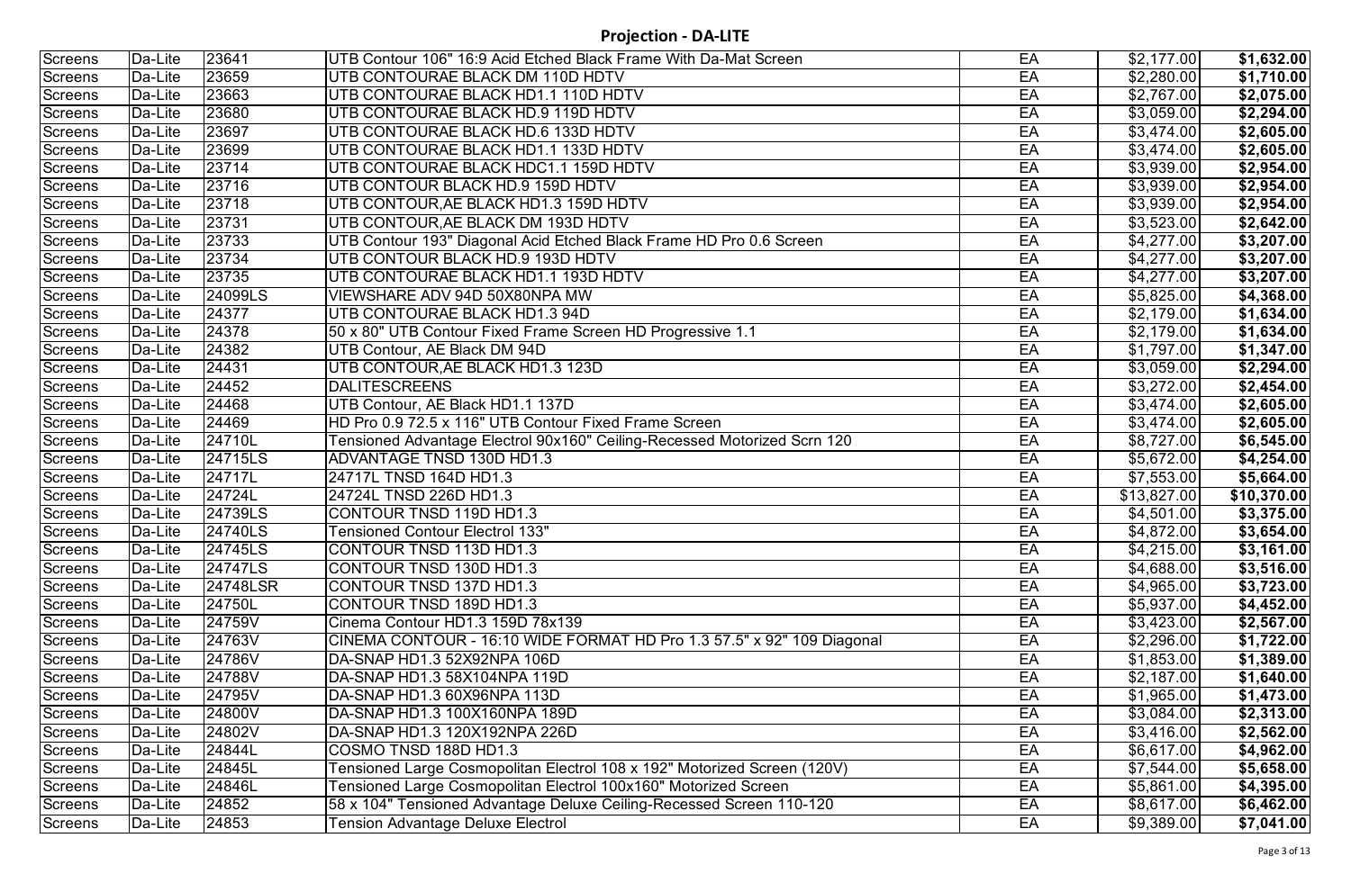# Projection - DA-LITE

| | | | | | | |
|---|---|---|---|---|---|---|
| Screens | Da-Lite | 23641 | UTB Contour 106" 16:9 Acid Etched Black Frame With Da-Mat Screen | EA | $2,177.00 | **$1,632.00** |
| Screens | Da-Lite | 23659 | UTB CONTOURAE BLACK DM 110D HDTV | EA | $2,280.00 | **$1,710.00** |
| Screens | Da-Lite | 23663 | UTB CONTOURAE BLACK HD1.1 110D HDTV | EA | $2,767.00 | **$2,075.00** |
| Screens | Da-Lite | 23680 | UTB CONTOURAE BLACK HD.9 119D HDTV | EA | $3,059.00 | **$2,294.00** |
| Screens | Da-Lite | 23697 | UTB CONTOURAE BLACK HD.6 133D HDTV | EA | $3,474.00 | **$2,605.00** |
| Screens | Da-Lite | 23699 | UTB CONTOURAE BLACK HD1.1 133D HDTV | EA | $3,474.00 | **$2,605.00** |
| Screens | Da-Lite | 23714 | UTB CONTOURAE BLACK HDC1.1 159D HDTV | EA | $3,939.00 | **$2,954.00** |
| Screens | Da-Lite | 23716 | UTB CONTOUR BLACK HD.9 159D HDTV | EA | $3,939.00 | **$2,954.00** |
| Screens | Da-Lite | 23718 | UTB CONTOUR,AE BLACK HD1.3 159D HDTV | EA | $3,939.00 | **$2,954.00** |
| Screens | Da-Lite | 23731 | UTB CONTOUR,AE BLACK DM 193D HDTV | EA | $3,523.00 | **$2,642.00** |
| Screens | Da-Lite | 23733 | UTB Contour 193" Diagonal Acid Etched Black Frame HD Pro 0.6 Screen | EA | $4,277.00 | **$3,207.00** |
| Screens | Da-Lite | 23734 | UTB CONTOUR BLACK HD.9 193D HDTV | EA | $4,277.00 | **$3,207.00** |
| Screens | Da-Lite | 23735 | UTB CONTOURAE BLACK HD1.1 193D HDTV | EA | $4,277.00 | **$3,207.00** |
| Screens | Da-Lite | 24099LS | VIEWSHARE ADV 94D 50X80NPA MW | EA | $5,825.00 | **$4,368.00** |
| Screens | Da-Lite | 24377 | UTB CONTOURAE BLACK HD1.3 94D | EA | $2,179.00 | **$1,634.00** |
| Screens | Da-Lite | 24378 | 50 x 80" UTB Contour Fixed Frame Screen HD Progressive 1.1 | EA | $2,179.00 | **$1,634.00** |
| Screens | Da-Lite | 24382 | UTB Contour, AE Black DM 94D | EA | $1,797.00 | **$1,347.00** |
| Screens | Da-Lite | 24431 | UTB CONTOUR,AE BLACK HD1.3 123D | EA | $3,059.00 | **$2,294.00** |
| Screens | Da-Lite | 24452 | DALITESCREENS | EA | $3,272.00 | **$2,454.00** |
| Screens | Da-Lite | 24468 | UTB Contour, AE Black HD1.1 137D | EA | $3,474.00 | **$2,605.00** |
| Screens | Da-Lite | 24469 | HD Pro 0.9 72.5 x 116" UTB Contour Fixed Frame Screen | EA | $3,474.00 | **$2,605.00** |
| Screens | Da-Lite | 24710L | Tensioned Advantage Electrol 90x160" Ceiling-Recessed Motorized Scrn 120 | EA | $8,727.00 | **$6,545.00** |
| Screens | Da-Lite | 24715LS | ADVANTAGE TNSD 130D HD1.3 | EA | $5,672.00 | **$4,254.00** |
| Screens | Da-Lite | 24717L | 24717L TNSD 164D HD1.3 | EA | $7,553.00 | **$5,664.00** |
| Screens | Da-Lite | 24724L | 24724L TNSD 226D HD1.3 | EA | $13,827.00 | **$10,370.00** |
| Screens | Da-Lite | 24739LS | CONTOUR TNSD 119D HD1.3 | EA | $4,501.00 | **$3,375.00** |
| Screens | Da-Lite | 24740LS | Tensioned Contour Electrol 133" | EA | $4,872.00 | **$3,654.00** |
| Screens | Da-Lite | 24745LS | CONTOUR TNSD 113D HD1.3 | EA | $4,215.00 | **$3,161.00** |
| Screens | Da-Lite | 24747LS | CONTOUR TNSD 130D HD1.3 | EA | $4,688.00 | **$3,516.00** |
| Screens | Da-Lite | 24748LSR | CONTOUR TNSD 137D HD1.3 | EA | $4,965.00 | **$3,723.00** |
| Screens | Da-Lite | 24750L | CONTOUR TNSD 189D HD1.3 | EA | $5,937.00 | **$4,452.00** |
| Screens | Da-Lite | 24759V | Cinema Contour HD1.3 159D 78x139 | EA | $3,423.00 | **$2,567.00** |
| Screens | Da-Lite | 24763V | CINEMA CONTOUR - 16:10 WIDE FORMAT HD Pro 1.3 57.5" x 92" 109 Diagonal | EA | $2,296.00 | **$1,722.00** |
| Screens | Da-Lite | 24786V | DA-SNAP HD1.3 52X92NPA 106D | EA | $1,853.00 | **$1,389.00** |
| Screens | Da-Lite | 24788V | DA-SNAP HD1.3 58X104NPA 119D | EA | $2,187.00 | **$1,640.00** |
| Screens | Da-Lite | 24795V | DA-SNAP HD1.3 60X96NPA 113D | EA | $1,965.00 | **$1,473.00** |
| Screens | Da-Lite | 24800V | DA-SNAP HD1.3 100X160NPA 189D | EA | $3,084.00 | **$2,313.00** |
| Screens | Da-Lite | 24802V | DA-SNAP HD1.3 120X192NPA 226D | EA | $3,416.00 | **$2,562.00** |
| Screens | Da-Lite | 24844L | COSMO TNSD 188D HD1.3 | EA | $6,617.00 | **$4,962.00** |
| Screens | Da-Lite | 24845L | Tensioned Large Cosmopolitan Electrol 108 x 192" Motorized Screen (120V) | EA | $7,544.00 | **$5,658.00** |
| Screens | Da-Lite | 24846L | Tensioned Large Cosmopolitan Electrol 100x160" Motorized Screen | EA | $5,861.00 | **$4,395.00** |
| Screens | Da-Lite | 24852 | 58 x 104" Tensioned Advantage Deluxe Ceiling-Recessed Screen 110-120 | EA | $8,617.00 | **$6,462.00** |
| Screens | Da-Lite | 24853 | Tension Advantage Deluxe Electrol | EA | $9,389.00 | **$7,041.00** |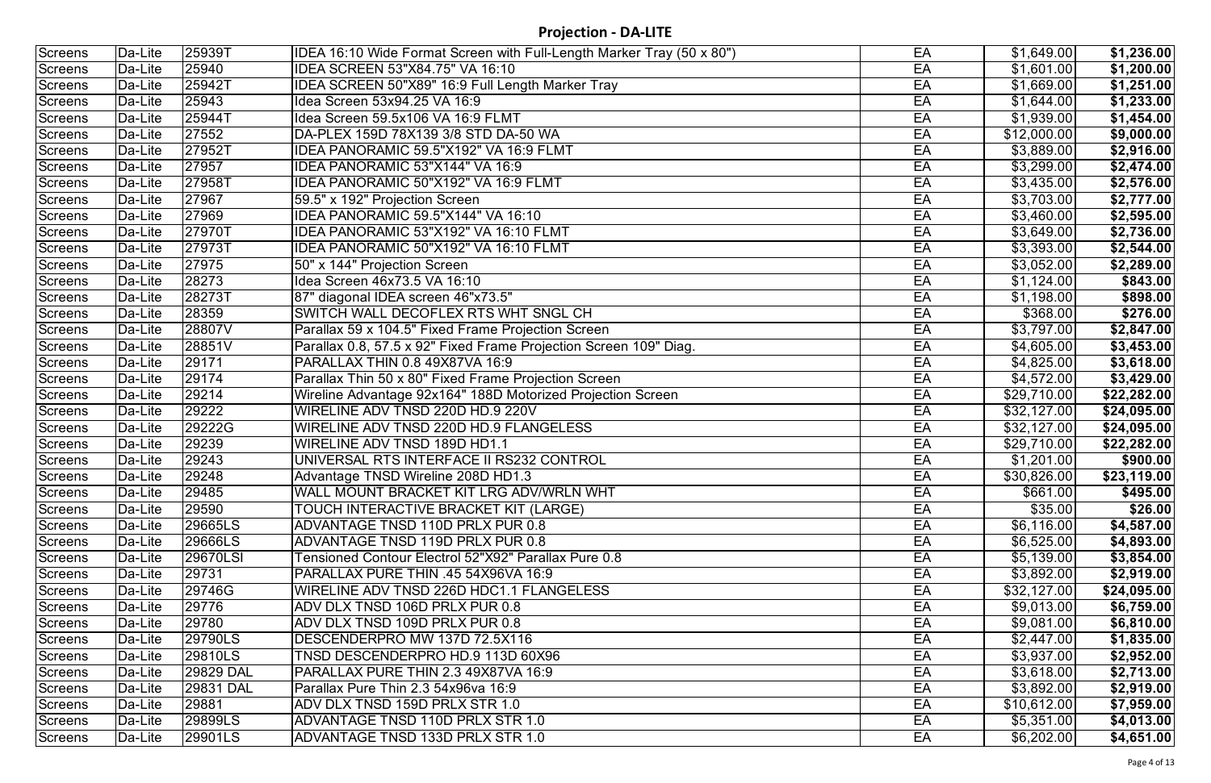# Projection - DA-LITE

| | | | | | | |
|---|---|---|---|---|---|---|
| Screens | Da-Lite | 25939T | IDEA 16:10 Wide Format Screen with Full-Length Marker Tray (50 x 80") | EA | $1,649.00 | **$1,236.00** |
| Screens | Da-Lite | 25940 | IDEA SCREEN 53"X84.75" VA 16:10 | EA | $1,601.00 | **$1,200.00** |
| Screens | Da-Lite | 25942T | IDEA SCREEN 50"X89" 16:9 Full Length Marker Tray | EA | $1,669.00 | **$1,251.00** |
| Screens | Da-Lite | 25943 | Idea Screen 53x94.25 VA 16:9 | EA | $1,644.00 | **$1,233.00** |
| Screens | Da-Lite | 25944T | Idea Screen 59.5x106 VA 16:9 FLMT | EA | $1,939.00 | **$1,454.00** |
| Screens | Da-Lite | 27552 | DA-PLEX 159D 78X139 3/8 STD DA-50 WA | EA | $12,000.00 | **$9,000.00** |
| Screens | Da-Lite | 27952T | IDEA PANORAMIC 59.5"X192" VA 16:9 FLMT | EA | $3,889.00 | **$2,916.00** |
| Screens | Da-Lite | 27957 | IDEA PANORAMIC 53"X144" VA 16:9 | EA | $3,299.00 | **$2,474.00** |
| Screens | Da-Lite | 27958T | IDEA PANORAMIC 50"X192" VA 16:9 FLMT | EA | $3,435.00 | **$2,576.00** |
| Screens | Da-Lite | 27967 | 59.5" x 192" Projection Screen | EA | $3,703.00 | **$2,777.00** |
| Screens | Da-Lite | 27969 | IDEA PANORAMIC 59.5"X144" VA 16:10 | EA | $3,460.00 | **$2,595.00** |
| Screens | Da-Lite | 27970T | IDEA PANORAMIC 53"X192" VA 16:10 FLMT | EA | $3,649.00 | **$2,736.00** |
| Screens | Da-Lite | 27973T | IDEA PANORAMIC 50"X192" VA 16:10 FLMT | EA | $3,393.00 | **$2,544.00** |
| Screens | Da-Lite | 27975 | 50" x 144" Projection Screen | EA | $3,052.00 | **$2,289.00** |
| Screens | Da-Lite | 28273 | Idea Screen 46x73.5 VA 16:10 | EA | $1,124.00 | **$843.00** |
| Screens | Da-Lite | 28273T | 87" diagonal IDEA screen 46"x73.5" | EA | $1,198.00 | **$898.00** |
| Screens | Da-Lite | 28359 | SWITCH WALL DECOFLEX RTS WHT SNGL CH | EA | $368.00 | **$276.00** |
| Screens | Da-Lite | 28807V | Parallax 59 x 104.5" Fixed Frame Projection Screen | EA | $3,797.00 | **$2,847.00** |
| Screens | Da-Lite | 28851V | Parallax 0.8, 57.5 x 92" Fixed Frame Projection Screen 109" Diag. | EA | $4,605.00 | **$3,453.00** |
| Screens | Da-Lite | 29171 | PARALLAX THIN 0.8 49X87VA 16:9 | EA | $4,825.00 | **$3,618.00** |
| Screens | Da-Lite | 29174 | Parallax Thin 50 x 80" Fixed Frame Projection Screen | EA | $4,572.00 | **$3,429.00** |
| Screens | Da-Lite | 29214 | Wireline Advantage 92x164" 188D Motorized Projection Screen | EA | $29,710.00 | **$22,282.00** |
| Screens | Da-Lite | 29222 | WIRELINE ADV TNSD 220D HD.9 220V | EA | $32,127.00 | **$24,095.00** |
| Screens | Da-Lite | 29222G | WIRELINE ADV TNSD 220D HD.9 FLANGELESS | EA | $32,127.00 | **$24,095.00** |
| Screens | Da-Lite | 29239 | WIRELINE ADV TNSD 189D HD1.1 | EA | $29,710.00 | **$22,282.00** |
| Screens | Da-Lite | 29243 | UNIVERSAL RTS INTERFACE II RS232 CONTROL | EA | $1,201.00 | **$900.00** |
| Screens | Da-Lite | 29248 | Advantage TNSD Wireline 208D HD1.3 | EA | $30,826.00 | **$23,119.00** |
| Screens | Da-Lite | 29485 | WALL MOUNT BRACKET KIT LRG ADV/WRLN WHT | EA | $661.00 | **$495.00** |
| Screens | Da-Lite | 29590 | TOUCH INTERACTIVE BRACKET KIT (LARGE) | EA | $35.00 | **$26.00** |
| Screens | Da-Lite | 29665LS | ADVANTAGE TNSD 110D PRLX PUR 0.8 | EA | $6,116.00 | **$4,587.00** |
| Screens | Da-Lite | 29666LS | ADVANTAGE TNSD 119D PRLX PUR 0.8 | EA | $6,525.00 | **$4,893.00** |
| Screens | Da-Lite | 29670LSI | Tensioned Contour Electrol 52"X92" Parallax Pure 0.8 | EA | $5,139.00 | **$3,854.00** |
| Screens | Da-Lite | 29731 | PARALLAX PURE THIN .45 54X96VA 16:9 | EA | $3,892.00 | **$2,919.00** |
| Screens | Da-Lite | 29746G | WIRELINE ADV TNSD 226D HDC1.1 FLANGELESS | EA | $32,127.00 | **$24,095.00** |
| Screens | Da-Lite | 29776 | ADV DLX TNSD 106D PRLX PUR 0.8 | EA | $9,013.00 | **$6,759.00** |
| Screens | Da-Lite | 29780 | ADV DLX TNSD 109D PRLX PUR 0.8 | EA | $9,081.00 | **$6,810.00** |
| Screens | Da-Lite | 29790LS | DESCENDERPRO MW 137D 72.5X116 | EA | $2,447.00 | **$1,835.00** |
| Screens | Da-Lite | 29810LS | TNSD DESCENDERPRO HD.9 113D 60X96 | EA | $3,937.00 | **$2,952.00** |
| Screens | Da-Lite | 29829 DAL | PARALLAX PURE THIN 2.3 49X87VA 16:9 | EA | $3,618.00 | **$2,713.00** |
| Screens | Da-Lite | 29831 DAL | Parallax Pure Thin 2.3 54x96va 16:9 | EA | $3,892.00 | **$2,919.00** |
| Screens | Da-Lite | 29881 | ADV DLX TNSD 159D PRLX STR 1.0 | EA | $10,612.00 | **$7,959.00** |
| Screens | Da-Lite | 29899LS | ADVANTAGE TNSD 110D PRLX STR 1.0 | EA | $5,351.00 | **$4,013.00** |
| Screens | Da-Lite | 29901LS | ADVANTAGE TNSD 133D PRLX STR 1.0 | EA | $6,202.00 | **$4,651.00** |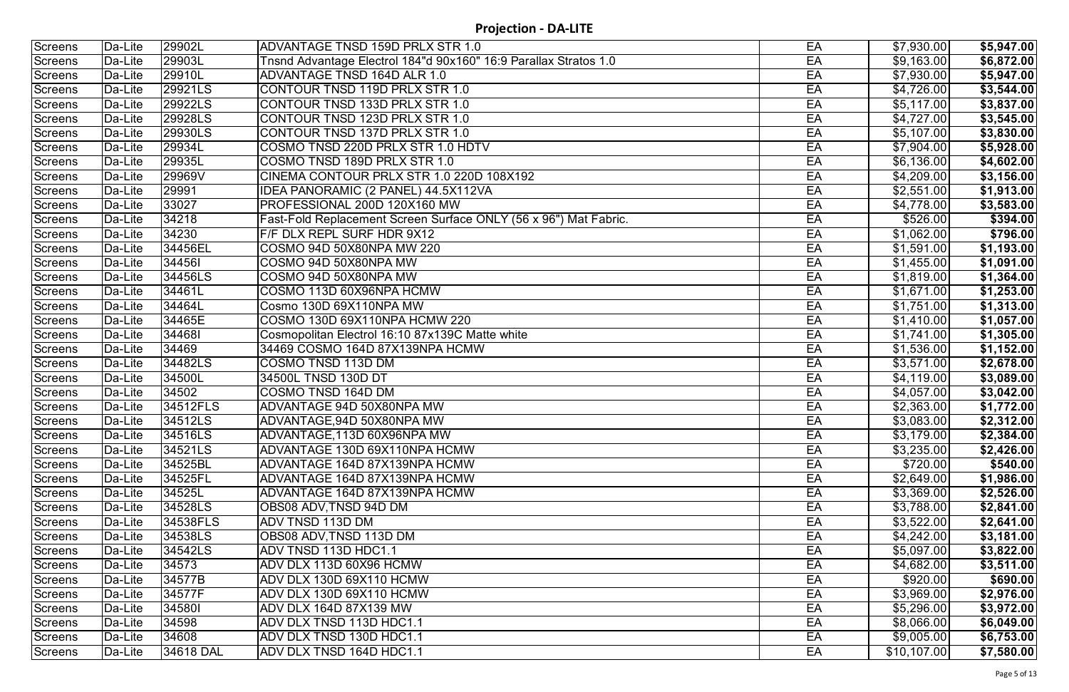# Projection - DA-LITE

| | | | | | | |
|---|---|---|---|---|---|---|
| Screens | Da-Lite | 29902L | ADVANTAGE TNSD 159D PRLX STR 1.0 | EA | $7,930.00 | **$5,947.00** |
| Screens | Da-Lite | 29903L | Tnsnd Advantage Electrol 184"d 90x160" 16:9 Parallax Stratos 1.0 | EA | $9,163.00 | **$6,872.00** |
| Screens | Da-Lite | 29910L | ADVANTAGE TNSD 164D ALR 1.0 | EA | $7,930.00 | **$5,947.00** |
| Screens | Da-Lite | 29921LS | CONTOUR TNSD 119D PRLX STR 1.0 | EA | $4,726.00 | **$3,544.00** |
| Screens | Da-Lite | 29922LS | CONTOUR TNSD 133D PRLX STR 1.0 | EA | $5,117.00 | **$3,837.00** |
| Screens | Da-Lite | 29928LS | CONTOUR TNSD 123D PRLX STR 1.0 | EA | $4,727.00 | **$3,545.00** |
| Screens | Da-Lite | 29930LS | CONTOUR TNSD 137D PRLX STR 1.0 | EA | $5,107.00 | **$3,830.00** |
| Screens | Da-Lite | 29934L | COSMO TNSD 220D PRLX STR 1.0 HDTV | EA | $7,904.00 | **$5,928.00** |
| Screens | Da-Lite | 29935L | COSMO TNSD 189D PRLX STR 1.0 | EA | $6,136.00 | **$4,602.00** |
| Screens | Da-Lite | 29969V | CINEMA CONTOUR PRLX STR 1.0 220D 108X192 | EA | $4,209.00 | **$3,156.00** |
| Screens | Da-Lite | 29991 | IDEA PANORAMIC (2 PANEL) 44.5X112VA | EA | $2,551.00 | **$1,913.00** |
| Screens | Da-Lite | 33027 | PROFESSIONAL 200D 120X160 MW | EA | $4,778.00 | **$3,583.00** |
| Screens | Da-Lite | 34218 | Fast-Fold Replacement Screen Surface ONLY (56 x 96") Mat Fabric. | EA | $526.00 | **$394.00** |
| Screens | Da-Lite | 34230 | F/F DLX REPL SURF HDR 9X12 | EA | $1,062.00 | **$796.00** |
| Screens | Da-Lite | 34456EL | COSMO 94D 50X80NPA MW 220 | EA | $1,591.00 | **$1,193.00** |
| Screens | Da-Lite | 34456I | COSMO 94D 50X80NPA MW | EA | $1,455.00 | **$1,091.00** |
| Screens | Da-Lite | 34456LS | COSMO 94D 50X80NPA MW | EA | $1,819.00 | **$1,364.00** |
| Screens | Da-Lite | 34461L | COSMO 113D 60X96NPA HCMW | EA | $1,671.00 | **$1,253.00** |
| Screens | Da-Lite | 34464L | Cosmo 130D 69X110NPA MW | EA | $1,751.00 | **$1,313.00** |
| Screens | Da-Lite | 34465E | COSMO 130D 69X110NPA HCMW 220 | EA | $1,410.00 | **$1,057.00** |
| Screens | Da-Lite | 34468I | Cosmopolitan Electrol 16:10 87x139C Matte white | EA | $1,741.00 | **$1,305.00** |
| Screens | Da-Lite | 34469 | 34469 COSMO 164D 87X139NPA HCMW | EA | $1,536.00 | **$1,152.00** |
| Screens | Da-Lite | 34482LS | COSMO TNSD 113D DM | EA | $3,571.00 | **$2,678.00** |
| Screens | Da-Lite | 34500L | 34500L TNSD 130D DT | EA | $4,119.00 | **$3,089.00** |
| Screens | Da-Lite | 34502 | COSMO TNSD 164D DM | EA | $4,057.00 | **$3,042.00** |
| Screens | Da-Lite | 34512FLS | ADVANTAGE 94D 50X80NPA MW | EA | $2,363.00 | **$1,772.00** |
| Screens | Da-Lite | 34512LS | ADVANTAGE,94D 50X80NPA MW | EA | $3,083.00 | **$2,312.00** |
| Screens | Da-Lite | 34516LS | ADVANTAGE,113D 60X96NPA MW | EA | $3,179.00 | **$2,384.00** |
| Screens | Da-Lite | 34521LS | ADVANTAGE 130D 69X110NPA HCMW | EA | $3,235.00 | **$2,426.00** |
| Screens | Da-Lite | 34525BL | ADVANTAGE 164D 87X139NPA HCMW | EA | $720.00 | **$540.00** |
| Screens | Da-Lite | 34525FL | ADVANTAGE 164D 87X139NPA HCMW | EA | $2,649.00 | **$1,986.00** |
| Screens | Da-Lite | 34525L | ADVANTAGE 164D 87X139NPA HCMW | EA | $3,369.00 | **$2,526.00** |
| Screens | Da-Lite | 34528LS | OBS08 ADV,TNSD 94D DM | EA | $3,788.00 | **$2,841.00** |
| Screens | Da-Lite | 34538FLS | ADV TNSD 113D DM | EA | $3,522.00 | **$2,641.00** |
| Screens | Da-Lite | 34538LS | OBS08 ADV,TNSD 113D DM | EA | $4,242.00 | **$3,181.00** |
| Screens | Da-Lite | 34542LS | ADV TNSD 113D HDC1.1 | EA | $5,097.00 | **$3,822.00** |
| Screens | Da-Lite | 34573 | ADV DLX 113D 60X96 HCMW | EA | $4,682.00 | **$3,511.00** |
| Screens | Da-Lite | 34577B | ADV DLX 130D 69X110 HCMW | EA | $920.00 | **$690.00** |
| Screens | Da-Lite | 34577F | ADV DLX 130D 69X110 HCMW | EA | $3,969.00 | **$2,976.00** |
| Screens | Da-Lite | 34580I | ADV DLX 164D 87X139 MW | EA | $5,296.00 | **$3,972.00** |
| Screens | Da-Lite | 34598 | ADV DLX TNSD 113D HDC1.1 | EA | $8,066.00 | **$6,049.00** |
| Screens | Da-Lite | 34608 | ADV DLX TNSD 130D HDC1.1 | EA | $9,005.00 | **$6,753.00** |
| Screens | Da-Lite | 34618 DAL | ADV DLX TNSD 164D HDC1.1 | EA | $10,107.00 | **$7,580.00** |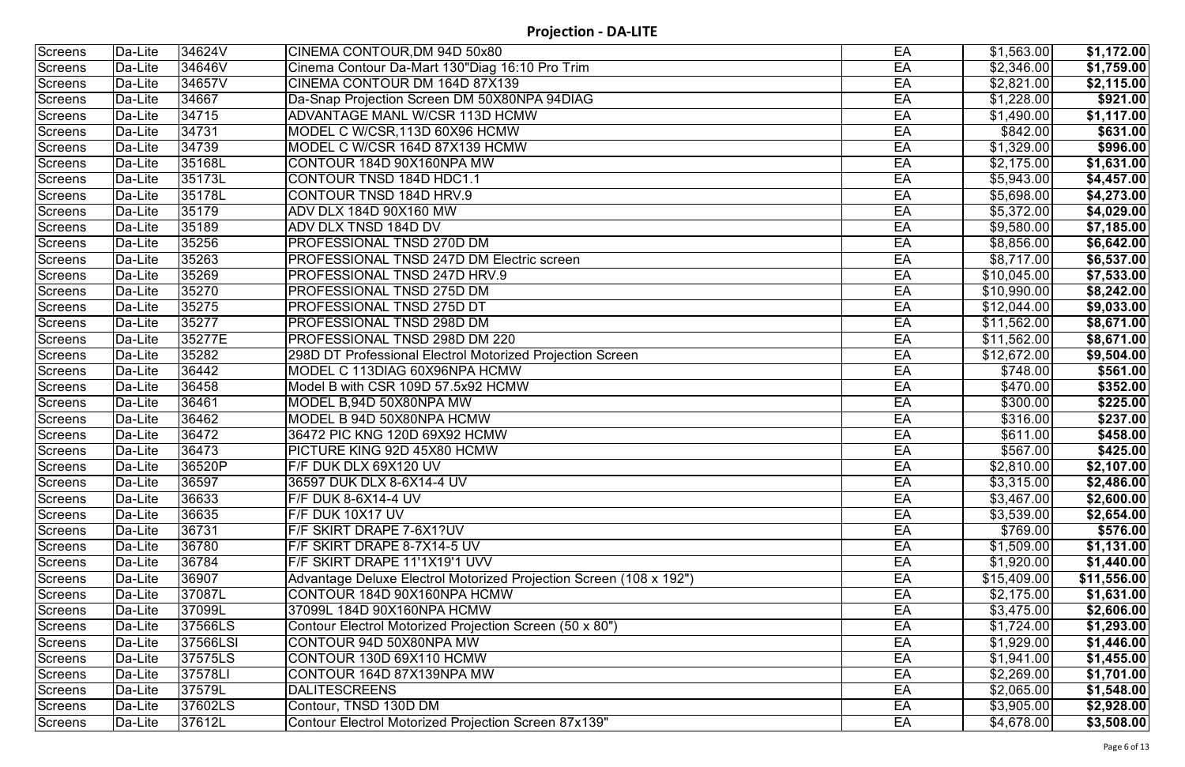# Projection - DA-LITE

| | | | | | | |
|---|---|---|---|---|---|---|
| Screens | Da-Lite | 34624V | CINEMA CONTOUR,DM 94D 50x80 | EA | $1,563.00 | **$1,172.00** |
| Screens | Da-Lite | 34646V | Cinema Contour Da-Mart 130"Diag 16:10 Pro Trim | EA | $2,346.00 | **$1,759.00** |
| Screens | Da-Lite | 34657V | CINEMA CONTOUR DM 164D 87X139 | EA | $2,821.00 | **$2,115.00** |
| Screens | Da-Lite | 34667 | Da-Snap Projection Screen DM 50X80NPA 94DIAG | EA | $1,228.00 | **$921.00** |
| Screens | Da-Lite | 34715 | ADVANTAGE MANL W/CSR 113D HCMW | EA | $1,490.00 | **$1,117.00** |
| Screens | Da-Lite | 34731 | MODEL C W/CSR,113D 60X96 HCMW | EA | $842.00 | **$631.00** |
| Screens | Da-Lite | 34739 | MODEL C W/CSR 164D 87X139 HCMW | EA | $1,329.00 | **$996.00** |
| Screens | Da-Lite | 35168L | CONTOUR 184D 90X160NPA MW | EA | $2,175.00 | **$1,631.00** |
| Screens | Da-Lite | 35173L | CONTOUR TNSD 184D HDC1.1 | EA | $5,943.00 | **$4,457.00** |
| Screens | Da-Lite | 35178L | CONTOUR TNSD 184D HRV.9 | EA | $5,698.00 | **$4,273.00** |
| Screens | Da-Lite | 35179 | ADV DLX 184D 90X160 MW | EA | $5,372.00 | **$4,029.00** |
| Screens | Da-Lite | 35189 | ADV DLX TNSD 184D DV | EA | $9,580.00 | **$7,185.00** |
| Screens | Da-Lite | 35256 | PROFESSIONAL TNSD 270D DM | EA | $8,856.00 | **$6,642.00** |
| Screens | Da-Lite | 35263 | PROFESSIONAL TNSD 247D DM Electric screen | EA | $8,717.00 | **$6,537.00** |
| Screens | Da-Lite | 35269 | PROFESSIONAL TNSD 247D HRV.9 | EA | $10,045.00 | **$7,533.00** |
| Screens | Da-Lite | 35270 | PROFESSIONAL TNSD 275D DM | EA | $10,990.00 | **$8,242.00** |
| Screens | Da-Lite | 35275 | PROFESSIONAL TNSD 275D DT | EA | $12,044.00 | **$9,033.00** |
| Screens | Da-Lite | 35277 | PROFESSIONAL TNSD 298D DM | EA | $11,562.00 | **$8,671.00** |
| Screens | Da-Lite | 35277E | PROFESSIONAL TNSD 298D DM 220 | EA | $11,562.00 | **$8,671.00** |
| Screens | Da-Lite | 35282 | 298D DT Professional Electrol Motorized Projection Screen | EA | $12,672.00 | **$9,504.00** |
| Screens | Da-Lite | 36442 | MODEL C 113DIAG 60X96NPA HCMW | EA | $748.00 | **$561.00** |
| Screens | Da-Lite | 36458 | Model B with CSR 109D 57.5x92 HCMW | EA | $470.00 | **$352.00** |
| Screens | Da-Lite | 36461 | MODEL B,94D 50X80NPA MW | EA | $300.00 | **$225.00** |
| Screens | Da-Lite | 36462 | MODEL B 94D 50X80NPA HCMW | EA | $316.00 | **$237.00** |
| Screens | Da-Lite | 36472 | 36472 PIC KNG 120D 69X92 HCMW | EA | $611.00 | **$458.00** |
| Screens | Da-Lite | 36473 | PICTURE KING 92D 45X80 HCMW | EA | $567.00 | **$425.00** |
| Screens | Da-Lite | 36520P | F/F DUK DLX 69X120 UV | EA | $2,810.00 | **$2,107.00** |
| Screens | Da-Lite | 36597 | 36597 DUK DLX 8-6X14-4 UV | EA | $3,315.00 | **$2,486.00** |
| Screens | Da-Lite | 36633 | F/F DUK 8-6X14-4 UV | EA | $3,467.00 | **$2,600.00** |
| Screens | Da-Lite | 36635 | F/F DUK 10X17 UV | EA | $3,539.00 | **$2,654.00** |
| Screens | Da-Lite | 36731 | F/F SKIRT DRAPE 7-6X1?UV | EA | $769.00 | **$576.00** |
| Screens | Da-Lite | 36780 | F/F SKIRT DRAPE 8-7X14-5 UV | EA | $1,509.00 | **$1,131.00** |
| Screens | Da-Lite | 36784 | F/F SKIRT DRAPE 11'1X19'1 UVV | EA | $1,920.00 | **$1,440.00** |
| Screens | Da-Lite | 36907 | Advantage Deluxe Electrol Motorized Projection Screen (108 x 192") | EA | $15,409.00 | **$11,556.00** |
| Screens | Da-Lite | 37087L | CONTOUR 184D 90X160NPA HCMW | EA | $2,175.00 | **$1,631.00** |
| Screens | Da-Lite | 37099L | 37099L 184D 90X160NPA HCMW | EA | $3,475.00 | **$2,606.00** |
| Screens | Da-Lite | 37566LS | Contour Electrol Motorized Projection Screen (50 x 80") | EA | $1,724.00 | **$1,293.00** |
| Screens | Da-Lite | 37566LSI | CONTOUR 94D 50X80NPA MW | EA | $1,929.00 | **$1,446.00** |
| Screens | Da-Lite | 37575LS | CONTOUR 130D 69X110 HCMW | EA | $1,941.00 | **$1,455.00** |
| Screens | Da-Lite | 37578LI | CONTOUR 164D 87X139NPA MW | EA | $2,269.00 | **$1,701.00** |
| Screens | Da-Lite | 37579L | DALITESCREENS | EA | $2,065.00 | **$1,548.00** |
| Screens | Da-Lite | 37602LS | Contour, TNSD 130D DM | EA | $3,905.00 | **$2,928.00** |
| Screens | Da-Lite | 37612L | Contour Electrol Motorized Projection Screen 87x139" | EA | $4,678.00 | **$3,508.00** |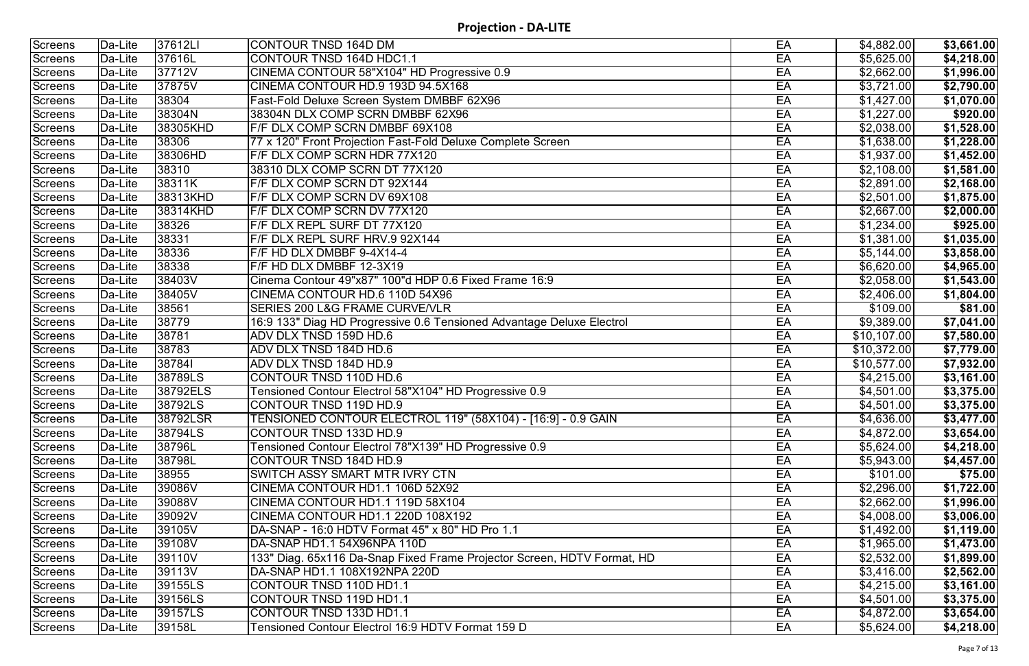## Projection - DA-LITE

| | | | | | | |
|---|---|---|---|---|---|---|
| Screens | Da-Lite | 37612LI | CONTOUR TNSD 164D DM | EA | $4,882.00 | **$3,661.00** |
| Screens | Da-Lite | 37616L | CONTOUR TNSD 164D HDC1.1 | EA | $5,625.00 | **$4,218.00** |
| Screens | Da-Lite | 37712V | CINEMA CONTOUR 58"X104" HD Progressive 0.9 | EA | $2,662.00 | **$1,996.00** |
| Screens | Da-Lite | 37875V | CINEMA CONTOUR HD.9 193D 94.5X168 | EA | $3,721.00 | **$2,790.00** |
| Screens | Da-Lite | 38304 | Fast-Fold Deluxe Screen System DMBBF 62X96 | EA | $1,427.00 | **$1,070.00** |
| Screens | Da-Lite | 38304N | 38304N DLX COMP SCRN DMBBF 62X96 | EA | $1,227.00 | **$920.00** |
| Screens | Da-Lite | 38305KHD | F/F DLX COMP SCRN DMBBF 69X108 | EA | $2,038.00 | **$1,528.00** |
| Screens | Da-Lite | 38306 | 77 x 120" Front Projection Fast-Fold Deluxe Complete Screen | EA | $1,638.00 | **$1,228.00** |
| Screens | Da-Lite | 38306HD | F/F DLX COMP SCRN HDR 77X120 | EA | $1,937.00 | **$1,452.00** |
| Screens | Da-Lite | 38310 | 38310 DLX COMP SCRN DT 77X120 | EA | $2,108.00 | **$1,581.00** |
| Screens | Da-Lite | 38311K | F/F DLX COMP SCRN DT 92X144 | EA | $2,891.00 | **$2,168.00** |
| Screens | Da-Lite | 38313KHD | F/F DLX COMP SCRN DV 69X108 | EA | $2,501.00 | **$1,875.00** |
| Screens | Da-Lite | 38314KHD | F/F DLX COMP SCRN DV 77X120 | EA | $2,667.00 | **$2,000.00** |
| Screens | Da-Lite | 38326 | F/F DLX REPL SURF DT 77X120 | EA | $1,234.00 | **$925.00** |
| Screens | Da-Lite | 38331 | F/F DLX REPL SURF HRV.9 92X144 | EA | $1,381.00 | **$1,035.00** |
| Screens | Da-Lite | 38336 | F/F HD DLX DMBBF 9-4X14-4 | EA | $5,144.00 | **$3,858.00** |
| Screens | Da-Lite | 38338 | F/F HD DLX DMBBF 12-3X19 | EA | $6,620.00 | **$4,965.00** |
| Screens | Da-Lite | 38403V | Cinema Contour 49"x87" 100"d HDP 0.6 Fixed Frame 16:9 | EA | $2,058.00 | **$1,543.00** |
| Screens | Da-Lite | 38405V | CINEMA CONTOUR HD.6 110D 54X96 | EA | $2,406.00 | **$1,804.00** |
| Screens | Da-Lite | 38561 | SERIES 200 L&G FRAME CURVE/VLR | EA | $109.00 | **$81.00** |
| Screens | Da-Lite | 38779 | 16:9 133" Diag HD Progressive 0.6 Tensioned Advantage Deluxe Electrol | EA | $9,389.00 | **$7,041.00** |
| Screens | Da-Lite | 38781 | ADV DLX TNSD 159D HD.6 | EA | $10,107.00 | **$7,580.00** |
| Screens | Da-Lite | 38783 | ADV DLX TNSD 184D HD.6 | EA | $10,372.00 | **$7,779.00** |
| Screens | Da-Lite | 38784I | ADV DLX TNSD 184D HD.9 | EA | $10,577.00 | **$7,932.00** |
| Screens | Da-Lite | 38789LS | CONTOUR TNSD 110D HD.6 | EA | $4,215.00 | **$3,161.00** |
| Screens | Da-Lite | 38792ELS | Tensioned Contour Electrol 58"X104" HD Progressive 0.9 | EA | $4,501.00 | **$3,375.00** |
| Screens | Da-Lite | 38792LS | CONTOUR TNSD 119D HD.9 | EA | $4,501.00 | **$3,375.00** |
| Screens | Da-Lite | 38792LSR | TENSIONED CONTOUR ELECTROL 119" (58X104) - [16:9] - 0.9 GAIN | EA | $4,636.00 | **$3,477.00** |
| Screens | Da-Lite | 38794LS | CONTOUR TNSD 133D HD.9 | EA | $4,872.00 | **$3,654.00** |
| Screens | Da-Lite | 38796L | Tensioned Contour Electrol 78"X139" HD Progressive 0.9 | EA | $5,624.00 | **$4,218.00** |
| Screens | Da-Lite | 38798L | CONTOUR TNSD 184D HD.9 | EA | $5,943.00 | **$4,457.00** |
| Screens | Da-Lite | 38955 | SWITCH ASSY SMART MTR IVRY CTN | EA | $101.00 | **$75.00** |
| Screens | Da-Lite | 39086V | CINEMA CONTOUR HD1.1 106D 52X92 | EA | $2,296.00 | **$1,722.00** |
| Screens | Da-Lite | 39088V | CINEMA CONTOUR HD1.1 119D 58X104 | EA | $2,662.00 | **$1,996.00** |
| Screens | Da-Lite | 39092V | CINEMA CONTOUR HD1.1 220D 108X192 | EA | $4,008.00 | **$3,006.00** |
| Screens | Da-Lite | 39105V | DA-SNAP - 16:0 HDTV Format 45" x 80" HD Pro 1.1 | EA | $1,492.00 | **$1,119.00** |
| Screens | Da-Lite | 39108V | DA-SNAP HD1.1 54X96NPA 110D | EA | $1,965.00 | **$1,473.00** |
| Screens | Da-Lite | 39110V | 133" Diag. 65x116 Da-Snap Fixed Frame Projector Screen, HDTV Format, HD | EA | $2,532.00 | **$1,899.00** |
| Screens | Da-Lite | 39113V | DA-SNAP HD1.1 108X192NPA 220D | EA | $3,416.00 | **$2,562.00** |
| Screens | Da-Lite | 39155LS | CONTOUR TNSD 110D HD1.1 | EA | $4,215.00 | **$3,161.00** |
| Screens | Da-Lite | 39156LS | CONTOUR TNSD 119D HD1.1 | EA | $4,501.00 | **$3,375.00** |
| Screens | Da-Lite | 39157LS | CONTOUR TNSD 133D HD1.1 | EA | $4,872.00 | **$3,654.00** |
| Screens | Da-Lite | 39158L | Tensioned Contour Electrol 16:9 HDTV Format 159 D | EA | $5,624.00 | **$4,218.00** |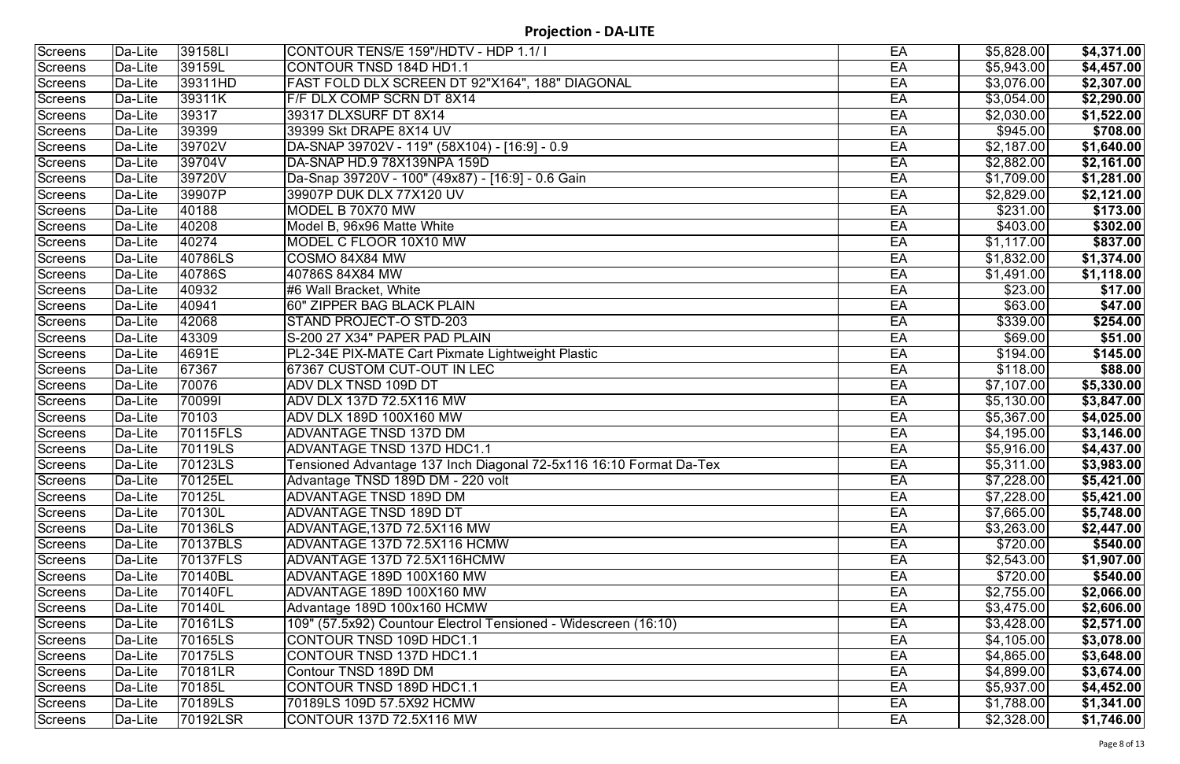# Projection - DA-LITE

| | | | | | | |
|---|---|---|---|---|---|---|
| Screens | Da-Lite | 39158LI | CONTOUR TENS/E 159"/HDTV - HDP 1.1/ I | EA | $5,828.00 | **$4,371.00** |
| Screens | Da-Lite | 39159L | CONTOUR TNSD 184D HD1.1 | EA | $5,943.00 | **$4,457.00** |
| Screens | Da-Lite | 39311HD | FAST FOLD DLX SCREEN DT 92"X164", 188" DIAGONAL | EA | $3,076.00 | **$2,307.00** |
| Screens | Da-Lite | 39311K | F/F DLX COMP SCRN DT 8X14 | EA | $3,054.00 | **$2,290.00** |
| Screens | Da-Lite | 39317 | 39317 DLXSURF DT 8X14 | EA | $2,030.00 | **$1,522.00** |
| Screens | Da-Lite | 39399 | 39399 Skt DRAPE 8X14 UV | EA | $945.00 | **$708.00** |
| Screens | Da-Lite | 39702V | DA-SNAP 39702V - 119" (58X104) - [16:9] - 0.9 | EA | $2,187.00 | **$1,640.00** |
| Screens | Da-Lite | 39704V | DA-SNAP HD.9 78X139NPA 159D | EA | $2,882.00 | **$2,161.00** |
| Screens | Da-Lite | 39720V | Da-Snap 39720V - 100" (49x87) - [16:9] - 0.6 Gain | EA | $1,709.00 | **$1,281.00** |
| Screens | Da-Lite | 39907P | 39907P DUK DLX 77X120 UV | EA | $2,829.00 | **$2,121.00** |
| Screens | Da-Lite | 40188 | MODEL B 70X70 MW | EA | $231.00 | **$173.00** |
| Screens | Da-Lite | 40208 | Model B, 96x96 Matte White | EA | $403.00 | **$302.00** |
| Screens | Da-Lite | 40274 | MODEL C FLOOR 10X10 MW | EA | $1,117.00 | **$837.00** |
| Screens | Da-Lite | 40786LS | COSMO 84X84 MW | EA | $1,832.00 | **$1,374.00** |
| Screens | Da-Lite | 40786S | 40786S 84X84 MW | EA | $1,491.00 | **$1,118.00** |
| Screens | Da-Lite | 40932 | #6 Wall Bracket, White | EA | $23.00 | **$17.00** |
| Screens | Da-Lite | 40941 | 60" ZIPPER BAG BLACK PLAIN | EA | $63.00 | **$47.00** |
| Screens | Da-Lite | 42068 | STAND PROJECT-O STD-203 | EA | $339.00 | **$254.00** |
| Screens | Da-Lite | 43309 | S-200 27 X34" PAPER PAD PLAIN | EA | $69.00 | **$51.00** |
| Screens | Da-Lite | 4691E | PL2-34E PIX-MATE Cart Pixmate Lightweight Plastic | EA | $194.00 | **$145.00** |
| Screens | Da-Lite | 67367 | 67367 CUSTOM CUT-OUT IN LEC | EA | $118.00 | **$88.00** |
| Screens | Da-Lite | 70076 | ADV DLX TNSD 109D DT | EA | $7,107.00 | **$5,330.00** |
| Screens | Da-Lite | 70099I | ADV DLX 137D 72.5X116 MW | EA | $5,130.00 | **$3,847.00** |
| Screens | Da-Lite | 70103 | ADV DLX 189D 100X160 MW | EA | $5,367.00 | **$4,025.00** |
| Screens | Da-Lite | 70115FLS | ADVANTAGE TNSD 137D DM | EA | $4,195.00 | **$3,146.00** |
| Screens | Da-Lite | 70119LS | ADVANTAGE TNSD 137D HDC1.1 | EA | $5,916.00 | **$4,437.00** |
| Screens | Da-Lite | 70123LS | Tensioned Advantage 137 Inch Diagonal 72-5x116 16:10 Format Da-Tex | EA | $5,311.00 | **$3,983.00** |
| Screens | Da-Lite | 70125EL | Advantage TNSD 189D DM - 220 volt | EA | $7,228.00 | **$5,421.00** |
| Screens | Da-Lite | 70125L | ADVANTAGE TNSD 189D DM | EA | $7,228.00 | **$5,421.00** |
| Screens | Da-Lite | 70130L | ADVANTAGE TNSD 189D DT | EA | $7,665.00 | **$5,748.00** |
| Screens | Da-Lite | 70136LS | ADVANTAGE,137D 72.5X116 MW | EA | $3,263.00 | **$2,447.00** |
| Screens | Da-Lite | 70137BLS | ADVANTAGE 137D 72.5X116 HCMW | EA | $720.00 | **$540.00** |
| Screens | Da-Lite | 70137FLS | ADVANTAGE 137D 72.5X116HCMW | EA | $2,543.00 | **$1,907.00** |
| Screens | Da-Lite | 70140BL | ADVANTAGE 189D 100X160 MW | EA | $720.00 | **$540.00** |
| Screens | Da-Lite | 70140FL | ADVANTAGE 189D 100X160 MW | EA | $2,755.00 | **$2,066.00** |
| Screens | Da-Lite | 70140L | Advantage 189D 100x160 HCMW | EA | $3,475.00 | **$2,606.00** |
| Screens | Da-Lite | 70161LS | 109" (57.5x92) Countour Electrol Tensioned - Widescreen (16:10) | EA | $3,428.00 | **$2,571.00** |
| Screens | Da-Lite | 70165LS | CONTOUR TNSD 109D HDC1.1 | EA | $4,105.00 | **$3,078.00** |
| Screens | Da-Lite | 70175LS | CONTOUR TNSD 137D HDC1.1 | EA | $4,865.00 | **$3,648.00** |
| Screens | Da-Lite | 70181LR | Contour TNSD 189D DM | EA | $4,899.00 | **$3,674.00** |
| Screens | Da-Lite | 70185L | CONTOUR TNSD 189D HDC1.1 | EA | $5,937.00 | **$4,452.00** |
| Screens | Da-Lite | 70189LS | 70189LS 109D 57.5X92 HCMW | EA | $1,788.00 | **$1,341.00** |
| Screens | Da-Lite | 70192LSR | CONTOUR 137D 72.5X116 MW | EA | $2,328.00 | **$1,746.00** |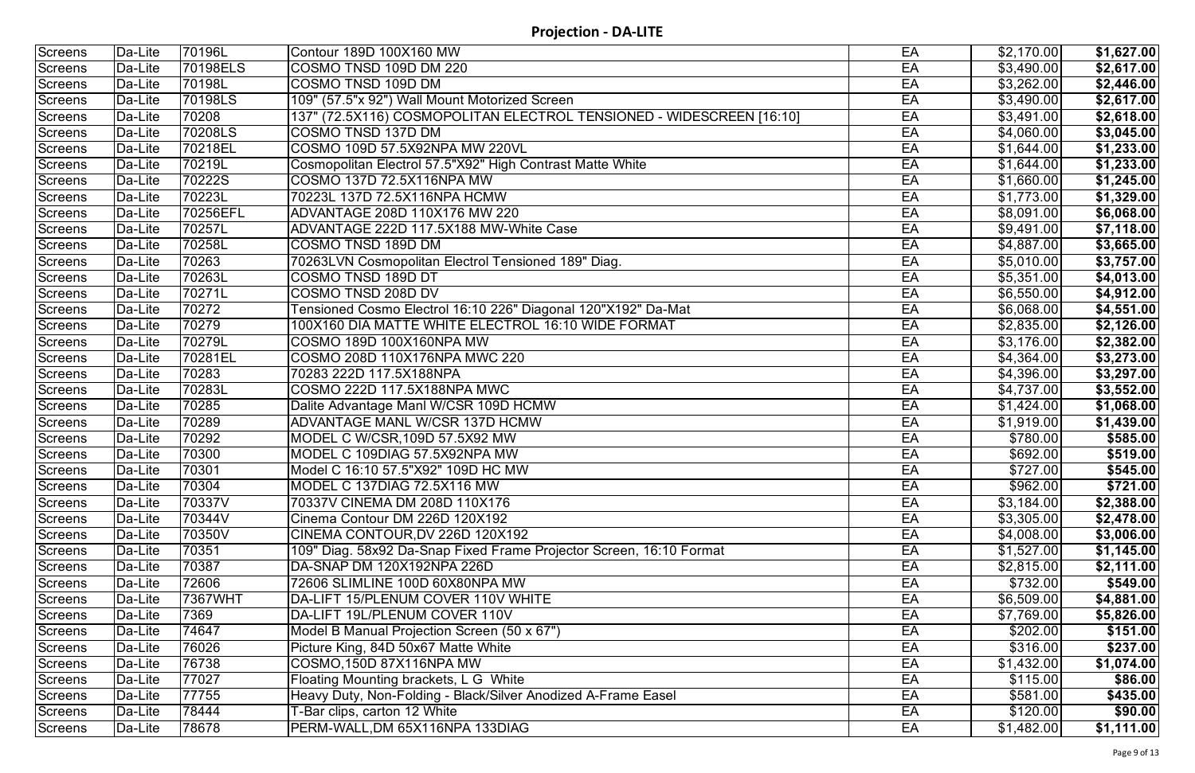# Projection - DA-LITE

| | | | | | | |
|---|---|---|---|---|---|---|
| Screens | Da-Lite | 70196L | Contour 189D 100X160 MW | EA | $2,170.00 | **$1,627.00** |
| Screens | Da-Lite | 70198ELS | COSMO TNSD 109D DM 220 | EA | $3,490.00 | **$2,617.00** |
| Screens | Da-Lite | 70198L | COSMO TNSD 109D DM | EA | $3,262.00 | **$2,446.00** |
| Screens | Da-Lite | 70198LS | 109" (57.5"x 92") Wall Mount Motorized Screen | EA | $3,490.00 | **$2,617.00** |
| Screens | Da-Lite | 70208 | 137" (72.5X116) COSMOPOLITAN ELECTROL TENSIONED - WIDESCREEN [16:10] | EA | $3,491.00 | **$2,618.00** |
| Screens | Da-Lite | 70208LS | COSMO TNSD 137D DM | EA | $4,060.00 | **$3,045.00** |
| Screens | Da-Lite | 70218EL | COSMO 109D 57.5X92NPA MW 220VL | EA | $1,644.00 | **$1,233.00** |
| Screens | Da-Lite | 70219L | Cosmopolitan Electrol 57.5"X92" High Contrast Matte White | EA | $1,644.00 | **$1,233.00** |
| Screens | Da-Lite | 70222S | COSMO 137D 72.5X116NPA MW | EA | $1,660.00 | **$1,245.00** |
| Screens | Da-Lite | 70223L | 70223L 137D 72.5X116NPA HCMW | EA | $1,773.00 | **$1,329.00** |
| Screens | Da-Lite | 70256EFL | ADVANTAGE 208D 110X176 MW 220 | EA | $8,091.00 | **$6,068.00** |
| Screens | Da-Lite | 70257L | ADVANTAGE 222D 117.5X188 MW-White Case | EA | $9,491.00 | **$7,118.00** |
| Screens | Da-Lite | 70258L | COSMO TNSD 189D DM | EA | $4,887.00 | **$3,665.00** |
| Screens | Da-Lite | 70263 | 70263LVN Cosmopolitan Electrol Tensioned 189" Diag. | EA | $5,010.00 | **$3,757.00** |
| Screens | Da-Lite | 70263L | COSMO TNSD 189D DT | EA | $5,351.00 | **$4,013.00** |
| Screens | Da-Lite | 70271L | COSMO TNSD 208D DV | EA | $6,550.00 | **$4,912.00** |
| Screens | Da-Lite | 70272 | Tensioned Cosmo Electrol 16:10 226" Diagonal 120"X192" Da-Mat | EA | $6,068.00 | **$4,551.00** |
| Screens | Da-Lite | 70279 | 100X160 DIA MATTE WHITE ELECTROL 16:10 WIDE FORMAT | EA | $2,835.00 | **$2,126.00** |
| Screens | Da-Lite | 70279L | COSMO 189D 100X160NPA MW | EA | $3,176.00 | **$2,382.00** |
| Screens | Da-Lite | 70281EL | COSMO 208D 110X176NPA MWC 220 | EA | $4,364.00 | **$3,273.00** |
| Screens | Da-Lite | 70283 | 70283 222D 117.5X188NPA | EA | $4,396.00 | **$3,297.00** |
| Screens | Da-Lite | 70283L | COSMO 222D 117.5X188NPA MWC | EA | $4,737.00 | **$3,552.00** |
| Screens | Da-Lite | 70285 | Dalite Advantage Manl W/CSR 109D HCMW | EA | $1,424.00 | **$1,068.00** |
| Screens | Da-Lite | 70289 | ADVANTAGE MANL W/CSR 137D HCMW | EA | $1,919.00 | **$1,439.00** |
| Screens | Da-Lite | 70292 | MODEL C W/CSR,109D 57.5X92 MW | EA | $780.00 | **$585.00** |
| Screens | Da-Lite | 70300 | MODEL C 109DIAG 57.5X92NPA MW | EA | $692.00 | **$519.00** |
| Screens | Da-Lite | 70301 | Model C 16:10 57.5"X92" 109D HC MW | EA | $727.00 | **$545.00** |
| Screens | Da-Lite | 70304 | MODEL C 137DIAG 72.5X116 MW | EA | $962.00 | **$721.00** |
| Screens | Da-Lite | 70337V | 70337V CINEMA DM 208D 110X176 | EA | $3,184.00 | **$2,388.00** |
| Screens | Da-Lite | 70344V | Cinema Contour DM 226D 120X192 | EA | $3,305.00 | **$2,478.00** |
| Screens | Da-Lite | 70350V | CINEMA CONTOUR,DV 226D 120X192 | EA | $4,008.00 | **$3,006.00** |
| Screens | Da-Lite | 70351 | 109" Diag. 58x92 Da-Snap Fixed Frame Projector Screen, 16:10 Format | EA | $1,527.00 | **$1,145.00** |
| Screens | Da-Lite | 70387 | DA-SNAP DM 120X192NPA 226D | EA | $2,815.00 | **$2,111.00** |
| Screens | Da-Lite | 72606 | 72606 SLIMLINE 100D 60X80NPA MW | EA | $732.00 | **$549.00** |
| Screens | Da-Lite | 7367WHT | DA-LIFT 15/PLENUM COVER 110V WHITE | EA | $6,509.00 | **$4,881.00** |
| Screens | Da-Lite | 7369 | DA-LIFT 19L/PLENUM COVER 110V | EA | $7,769.00 | **$5,826.00** |
| Screens | Da-Lite | 74647 | Model B Manual Projection Screen (50 x 67") | EA | $202.00 | **$151.00** |
| Screens | Da-Lite | 76026 | Picture King, 84D 50x67 Matte White | EA | $316.00 | **$237.00** |
| Screens | Da-Lite | 76738 | COSMO,150D 87X116NPA MW | EA | $1,432.00 | **$1,074.00** |
| Screens | Da-Lite | 77027 | Floating Mounting brackets, L G White | EA | $115.00 | **$86.00** |
| Screens | Da-Lite | 77755 | Heavy Duty, Non-Folding - Black/Silver Anodized A-Frame Easel | EA | $581.00 | **$435.00** |
| Screens | Da-Lite | 78444 | T-Bar clips, carton 12 White | EA | $120.00 | **$90.00** |
| Screens | Da-Lite | 78678 | PERM-WALL,DM 65X116NPA 133DIAG | EA | $1,482.00 | **$1,111.00** |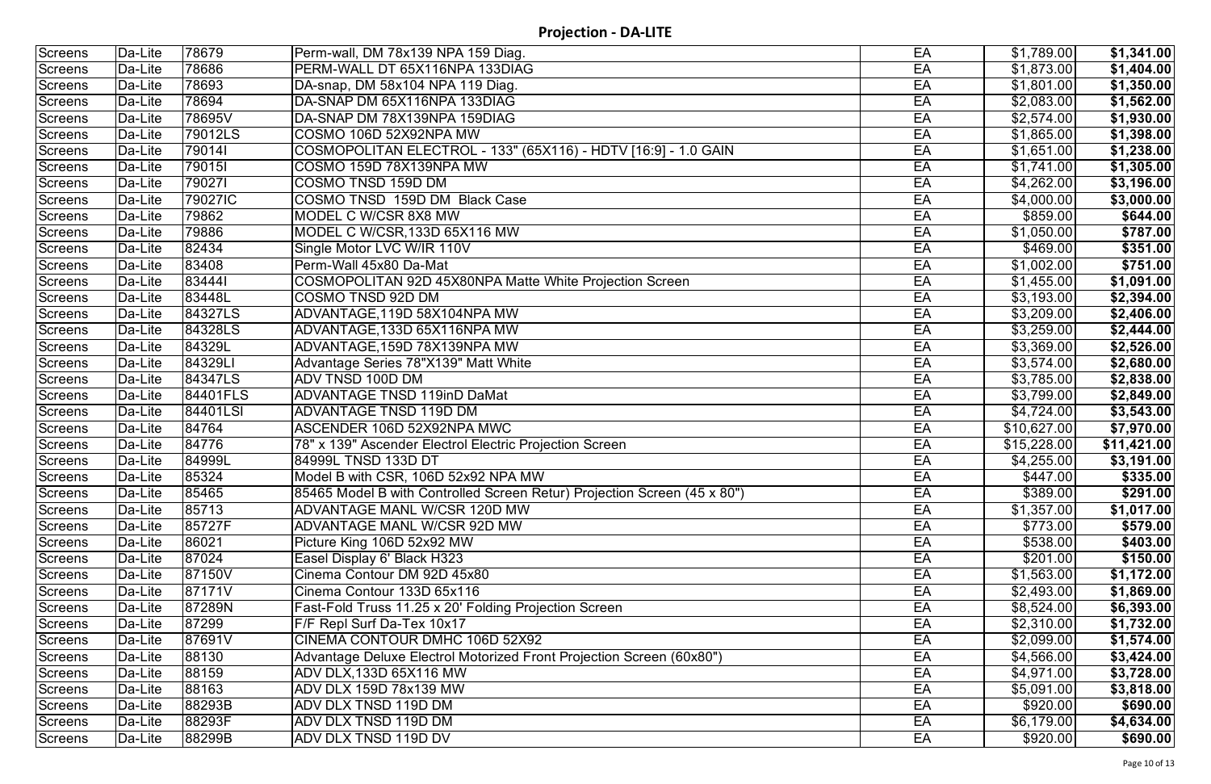# Projection - DA-LITE

| | | | | | | |
|---|---|---|---|---|---|---|
| Screens | Da-Lite | 78679 | Perm-wall, DM 78x139 NPA 159 Diag. | EA | $1,789.00 | **$1,341.00** |
| Screens | Da-Lite | 78686 | PERM-WALL DT 65X116NPA 133DIAG | EA | $1,873.00 | **$1,404.00** |
| Screens | Da-Lite | 78693 | DA-snap, DM 58x104 NPA 119 Diag. | EA | $1,801.00 | **$1,350.00** |
| Screens | Da-Lite | 78694 | DA-SNAP DM 65X116NPA 133DIAG | EA | $2,083.00 | **$1,562.00** |
| Screens | Da-Lite | 78695V | DA-SNAP DM 78X139NPA 159DIAG | EA | $2,574.00 | **$1,930.00** |
| Screens | Da-Lite | 79012LS | COSMO 106D 52X92NPA MW | EA | $1,865.00 | **$1,398.00** |
| Screens | Da-Lite | 79014I | COSMOPOLITAN ELECTROL - 133" (65X116) - HDTV [16:9] - 1.0 GAIN | EA | $1,651.00 | **$1,238.00** |
| Screens | Da-Lite | 79015I | COSMO 159D 78X139NPA MW | EA | $1,741.00 | **$1,305.00** |
| Screens | Da-Lite | 79027I | COSMO TNSD 159D DM | EA | $4,262.00 | **$3,196.00** |
| Screens | Da-Lite | 79027IC | COSMO TNSD 159D DM Black Case | EA | $4,000.00 | **$3,000.00** |
| Screens | Da-Lite | 79862 | MODEL C W/CSR 8X8 MW | EA | $859.00 | **$644.00** |
| Screens | Da-Lite | 79886 | MODEL C W/CSR,133D 65X116 MW | EA | $1,050.00 | **$787.00** |
| Screens | Da-Lite | 82434 | Single Motor LVC W/IR 110V | EA | $469.00 | **$351.00** |
| Screens | Da-Lite | 83408 | Perm-Wall 45x80 Da-Mat | EA | $1,002.00 | **$751.00** |
| Screens | Da-Lite | 83444I | COSMOPOLITAN 92D 45X80NPA Matte White Projection Screen | EA | $1,455.00 | **$1,091.00** |
| Screens | Da-Lite | 83448L | COSMO TNSD 92D DM | EA | $3,193.00 | **$2,394.00** |
| Screens | Da-Lite | 84327LS | ADVANTAGE,119D 58X104NPA MW | EA | $3,209.00 | **$2,406.00** |
| Screens | Da-Lite | 84328LS | ADVANTAGE,133D 65X116NPA MW | EA | $3,259.00 | **$2,444.00** |
| Screens | Da-Lite | 84329L | ADVANTAGE,159D 78X139NPA MW | EA | $3,369.00 | **$2,526.00** |
| Screens | Da-Lite | 84329LI | Advantage Series 78"X139" Matt White | EA | $3,574.00 | **$2,680.00** |
| Screens | Da-Lite | 84347LS | ADV TNSD 100D DM | EA | $3,785.00 | **$2,838.00** |
| Screens | Da-Lite | 84401FLS | ADVANTAGE TNSD 119inD DaMat | EA | $3,799.00 | **$2,849.00** |
| Screens | Da-Lite | 84401LSI | ADVANTAGE TNSD 119D DM | EA | $4,724.00 | **$3,543.00** |
| Screens | Da-Lite | 84764 | ASCENDER 106D 52X92NPA MWC | EA | $10,627.00 | **$7,970.00** |
| Screens | Da-Lite | 84776 | 78" x 139" Ascender Electrol Electric Projection Screen | EA | $15,228.00 | **$11,421.00** |
| Screens | Da-Lite | 84999L | 84999L TNSD 133D DT | EA | $4,255.00 | **$3,191.00** |
| Screens | Da-Lite | 85324 | Model B with CSR, 106D 52x92 NPA MW | EA | $447.00 | **$335.00** |
| Screens | Da-Lite | 85465 | 85465 Model B with Controlled Screen Retur) Projection Screen (45 x 80") | EA | $389.00 | **$291.00** |
| Screens | Da-Lite | 85713 | ADVANTAGE MANL W/CSR 120D MW | EA | $1,357.00 | **$1,017.00** |
| Screens | Da-Lite | 85727F | ADVANTAGE MANL W/CSR 92D MW | EA | $773.00 | **$579.00** |
| Screens | Da-Lite | 86021 | Picture King 106D 52x92 MW | EA | $538.00 | **$403.00** |
| Screens | Da-Lite | 87024 | Easel Display 6' Black H323 | EA | $201.00 | **$150.00** |
| Screens | Da-Lite | 87150V | Cinema Contour DM 92D 45x80 | EA | $1,563.00 | **$1,172.00** |
| Screens | Da-Lite | 87171V | Cinema Contour 133D 65x116 | EA | $2,493.00 | **$1,869.00** |
| Screens | Da-Lite | 87289N | Fast-Fold Truss 11.25 x 20' Folding Projection Screen | EA | $8,524.00 | **$6,393.00** |
| Screens | Da-Lite | 87299 | F/F Repl Surf Da-Tex 10x17 | EA | $2,310.00 | **$1,732.00** |
| Screens | Da-Lite | 87691V | CINEMA CONTOUR DMHC 106D 52X92 | EA | $2,099.00 | **$1,574.00** |
| Screens | Da-Lite | 88130 | Advantage Deluxe Electrol Motorized Front Projection Screen (60x80") | EA | $4,566.00 | **$3,424.00** |
| Screens | Da-Lite | 88159 | ADV DLX,133D 65X116 MW | EA | $4,971.00 | **$3,728.00** |
| Screens | Da-Lite | 88163 | ADV DLX 159D 78x139 MW | EA | $5,091.00 | **$3,818.00** |
| Screens | Da-Lite | 88293B | ADV DLX TNSD 119D DM | EA | $920.00 | **$690.00** |
| Screens | Da-Lite | 88293F | ADV DLX TNSD 119D DM | EA | $6,179.00 | **$4,634.00** |
| Screens | Da-Lite | 88299B | ADV DLX TNSD 119D DV | EA | $920.00 | **$690.00** |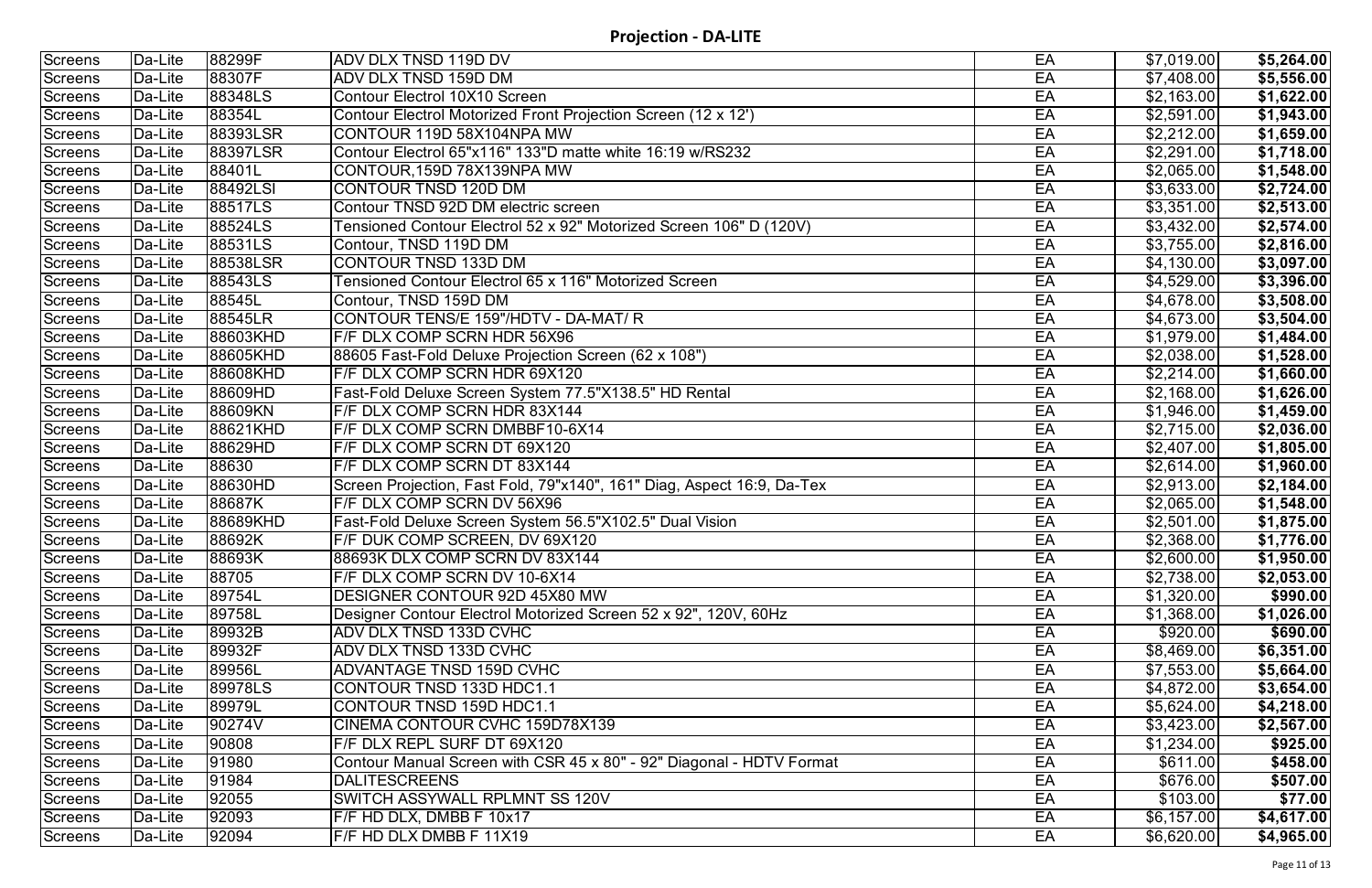## Projection - DA-LITE

| | | | | | | |
|---|---|---|---|---|---|---|
| Screens | Da-Lite | 88299F | ADV DLX TNSD 119D DV | EA | $7,019.00 | **$5,264.00** |
| Screens | Da-Lite | 88307F | ADV DLX TNSD 159D DM | EA | $7,408.00 | **$5,556.00** |
| Screens | Da-Lite | 88348LS | Contour Electrol 10X10 Screen | EA | $2,163.00 | **$1,622.00** |
| Screens | Da-Lite | 88354L | Contour Electrol Motorized Front Projection Screen (12 x 12') | EA | $2,591.00 | **$1,943.00** |
| Screens | Da-Lite | 88393LSR | CONTOUR 119D 58X104NPA MW | EA | $2,212.00 | **$1,659.00** |
| Screens | Da-Lite | 88397LSR | Contour Electrol 65"x116" 133"D matte white 16:19 w/RS232 | EA | $2,291.00 | **$1,718.00** |
| Screens | Da-Lite | 88401L | CONTOUR,159D 78X139NPA MW | EA | $2,065.00 | **$1,548.00** |
| Screens | Da-Lite | 88492LSI | CONTOUR TNSD 120D DM | EA | $3,633.00 | **$2,724.00** |
| Screens | Da-Lite | 88517LS | Contour TNSD 92D DM electric screen | EA | $3,351.00 | **$2,513.00** |
| Screens | Da-Lite | 88524LS | Tensioned Contour Electrol 52 x 92" Motorized Screen 106" D (120V) | EA | $3,432.00 | **$2,574.00** |
| Screens | Da-Lite | 88531LS | Contour, TNSD 119D DM | EA | $3,755.00 | **$2,816.00** |
| Screens | Da-Lite | 88538LSR | CONTOUR TNSD 133D DM | EA | $4,130.00 | **$3,097.00** |
| Screens | Da-Lite | 88543LS | Tensioned Contour Electrol 65 x 116" Motorized Screen | EA | $4,529.00 | **$3,396.00** |
| Screens | Da-Lite | 88545L | Contour, TNSD 159D DM | EA | $4,678.00 | **$3,508.00** |
| Screens | Da-Lite | 88545LR | CONTOUR TENS/E 159"/HDTV - DA-MAT/ R | EA | $4,673.00 | **$3,504.00** |
| Screens | Da-Lite | 88603KHD | F/F DLX COMP SCRN HDR 56X96 | EA | $1,979.00 | **$1,484.00** |
| Screens | Da-Lite | 88605KHD | 88605 Fast-Fold Deluxe Projection Screen (62 x 108") | EA | $2,038.00 | **$1,528.00** |
| Screens | Da-Lite | 88608KHD | F/F DLX COMP SCRN HDR 69X120 | EA | $2,214.00 | **$1,660.00** |
| Screens | Da-Lite | 88609HD | Fast-Fold Deluxe Screen System 77.5"X138.5" HD Rental | EA | $2,168.00 | **$1,626.00** |
| Screens | Da-Lite | 88609KN | F/F DLX COMP SCRN HDR 83X144 | EA | $1,946.00 | **$1,459.00** |
| Screens | Da-Lite | 88621KHD | F/F DLX COMP SCRN DMBBF10-6X14 | EA | $2,715.00 | **$2,036.00** |
| Screens | Da-Lite | 88629HD | F/F DLX COMP SCRN DT 69X120 | EA | $2,407.00 | **$1,805.00** |
| Screens | Da-Lite | 88630 | F/F DLX COMP SCRN DT 83X144 | EA | $2,614.00 | **$1,960.00** |
| Screens | Da-Lite | 88630HD | Screen Projection, Fast Fold, 79"x140", 161" Diag, Aspect 16:9, Da-Tex | EA | $2,913.00 | **$2,184.00** |
| Screens | Da-Lite | 88687K | F/F DLX COMP SCRN DV 56X96 | EA | $2,065.00 | **$1,548.00** |
| Screens | Da-Lite | 88689KHD | Fast-Fold Deluxe Screen System 56.5"X102.5" Dual Vision | EA | $2,501.00 | **$1,875.00** |
| Screens | Da-Lite | 88692K | F/F DUK COMP SCREEN, DV 69X120 | EA | $2,368.00 | **$1,776.00** |
| Screens | Da-Lite | 88693K | 88693K DLX COMP SCRN DV 83X144 | EA | $2,600.00 | **$1,950.00** |
| Screens | Da-Lite | 88705 | F/F DLX COMP SCRN DV 10-6X14 | EA | $2,738.00 | **$2,053.00** |
| Screens | Da-Lite | 89754L | DESIGNER CONTOUR 92D 45X80 MW | EA | $1,320.00 | **$990.00** |
| Screens | Da-Lite | 89758L | Designer Contour Electrol Motorized Screen 52 x 92", 120V, 60Hz | EA | $1,368.00 | **$1,026.00** |
| Screens | Da-Lite | 89932B | ADV DLX TNSD 133D CVHC | EA | $920.00 | **$690.00** |
| Screens | Da-Lite | 89932F | ADV DLX TNSD 133D CVHC | EA | $8,469.00 | **$6,351.00** |
| Screens | Da-Lite | 89956L | ADVANTAGE TNSD 159D CVHC | EA | $7,553.00 | **$5,664.00** |
| Screens | Da-Lite | 89978LS | CONTOUR TNSD 133D HDC1.1 | EA | $4,872.00 | **$3,654.00** |
| Screens | Da-Lite | 89979L | CONTOUR TNSD 159D HDC1.1 | EA | $5,624.00 | **$4,218.00** |
| Screens | Da-Lite | 90274V | CINEMA CONTOUR CVHC 159D78X139 | EA | $3,423.00 | **$2,567.00** |
| Screens | Da-Lite | 90808 | F/F DLX REPL SURF DT 69X120 | EA | $1,234.00 | **$925.00** |
| Screens | Da-Lite | 91980 | Contour Manual Screen with CSR 45 x 80" - 92" Diagonal - HDTV Format | EA | $611.00 | **$458.00** |
| Screens | Da-Lite | 91984 | DALITESCREENS | EA | $676.00 | **$507.00** |
| Screens | Da-Lite | 92055 | SWITCH ASSYWALL RPLMNT SS 120V | EA | $103.00 | **$77.00** |
| Screens | Da-Lite | 92093 | F/F HD DLX, DMBB F 10x17 | EA | $6,157.00 | **$4,617.00** |
| Screens | Da-Lite | 92094 | F/F HD DLX DMBB F 11X19 | EA | $6,620.00 | **$4,965.00** |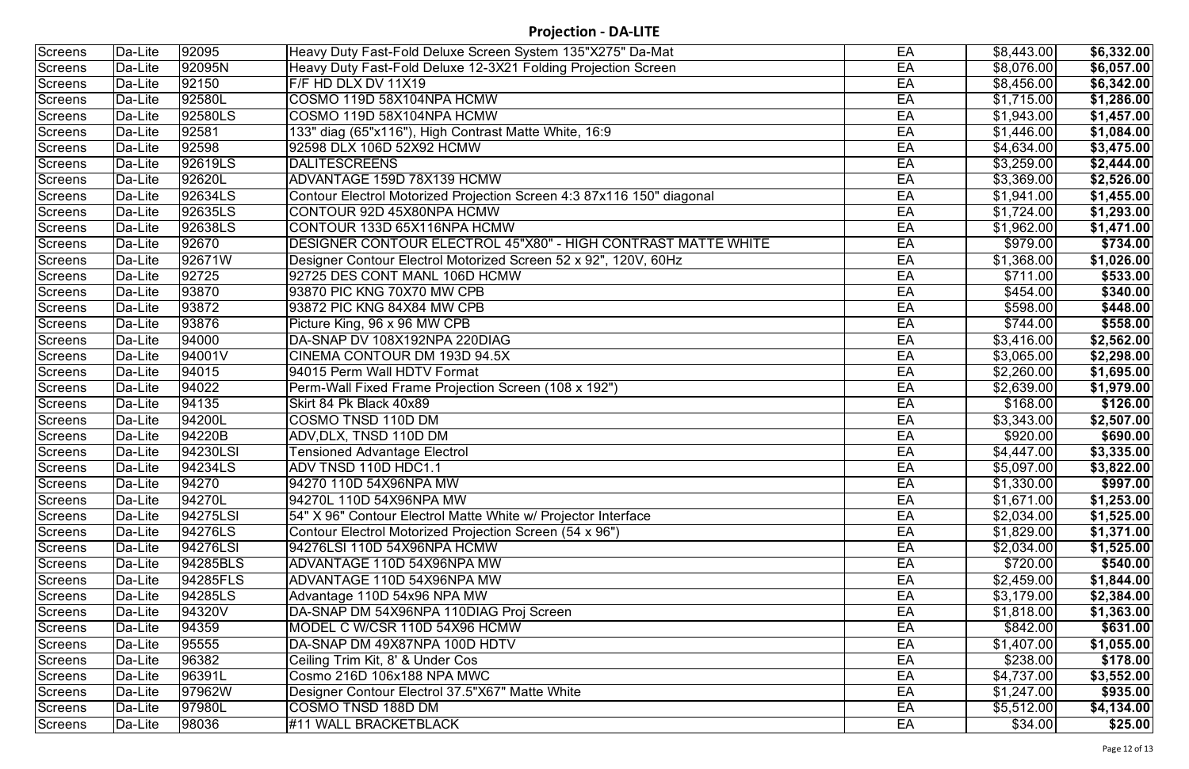## Projection - DA-LITE

| | | | | | | |
|---|---|---|---|---|---|---|
| Screens | Da-Lite | 92095 | Heavy Duty Fast-Fold Deluxe Screen System 135"X275" Da-Mat | EA | $8,443.00 | **$6,332.00** |
| Screens | Da-Lite | 92095N | Heavy Duty Fast-Fold Deluxe 12-3X21 Folding Projection Screen | EA | $8,076.00 | **$6,057.00** |
| Screens | Da-Lite | 92150 | F/F HD DLX DV 11X19 | EA | $8,456.00 | **$6,342.00** |
| Screens | Da-Lite | 92580L | COSMO 119D 58X104NPA HCMW | EA | $1,715.00 | **$1,286.00** |
| Screens | Da-Lite | 92580LS | COSMO 119D 58X104NPA HCMW | EA | $1,943.00 | **$1,457.00** |
| Screens | Da-Lite | 92581 | 133" diag (65"x116"), High Contrast Matte White, 16:9 | EA | $1,446.00 | **$1,084.00** |
| Screens | Da-Lite | 92598 | 92598 DLX 106D 52X92 HCMW | EA | $4,634.00 | **$3,475.00** |
| Screens | Da-Lite | 92619LS | DALITESCREENS | EA | $3,259.00 | **$2,444.00** |
| Screens | Da-Lite | 92620L | ADVANTAGE 159D 78X139 HCMW | EA | $3,369.00 | **$2,526.00** |
| Screens | Da-Lite | 92634LS | Contour Electrol Motorized Projection Screen 4:3 87x116 150" diagonal | EA | $1,941.00 | **$1,455.00** |
| Screens | Da-Lite | 92635LS | CONTOUR 92D 45X80NPA HCMW | EA | $1,724.00 | **$1,293.00** |
| Screens | Da-Lite | 92638LS | CONTOUR 133D 65X116NPA HCMW | EA | $1,962.00 | **$1,471.00** |
| Screens | Da-Lite | 92670 | DESIGNER CONTOUR ELECTROL 45"X80" - HIGH CONTRAST MATTE WHITE | EA | $979.00 | **$734.00** |
| Screens | Da-Lite | 92671W | Designer Contour Electrol Motorized Screen 52 x 92", 120V, 60Hz | EA | $1,368.00 | **$1,026.00** |
| Screens | Da-Lite | 92725 | 92725 DES CONT MANL 106D HCMW | EA | $711.00 | **$533.00** |
| Screens | Da-Lite | 93870 | 93870 PIC KNG 70X70 MW CPB | EA | $454.00 | **$340.00** |
| Screens | Da-Lite | 93872 | 93872 PIC KNG 84X84 MW CPB | EA | $598.00 | **$448.00** |
| Screens | Da-Lite | 93876 | Picture King, 96 x 96 MW CPB | EA | $744.00 | **$558.00** |
| Screens | Da-Lite | 94000 | DA-SNAP DV 108X192NPA 220DIAG | EA | $3,416.00 | **$2,562.00** |
| Screens | Da-Lite | 94001V | CINEMA CONTOUR DM 193D 94.5X | EA | $3,065.00 | **$2,298.00** |
| Screens | Da-Lite | 94015 | 94015 Perm Wall HDTV Format | EA | $2,260.00 | **$1,695.00** |
| Screens | Da-Lite | 94022 | Perm-Wall Fixed Frame Projection Screen (108 x 192") | EA | $2,639.00 | **$1,979.00** |
| Screens | Da-Lite | 94135 | Skirt 84 Pk Black 40x89 | EA | $168.00 | **$126.00** |
| Screens | Da-Lite | 94200L | COSMO TNSD 110D DM | EA | $3,343.00 | **$2,507.00** |
| Screens | Da-Lite | 94220B | ADV,DLX, TNSD 110D DM | EA | $920.00 | **$690.00** |
| Screens | Da-Lite | 94230LSI | Tensioned Advantage Electrol | EA | $4,447.00 | **$3,335.00** |
| Screens | Da-Lite | 94234LS | ADV TNSD 110D HDC1.1 | EA | $5,097.00 | **$3,822.00** |
| Screens | Da-Lite | 94270 | 94270 110D 54X96NPA MW | EA | $1,330.00 | **$997.00** |
| Screens | Da-Lite | 94270L | 94270L 110D 54X96NPA MW | EA | $1,671.00 | **$1,253.00** |
| Screens | Da-Lite | 94275LSI | 54" X 96" Contour Electrol Matte White w/ Projector Interface | EA | $2,034.00 | **$1,525.00** |
| Screens | Da-Lite | 94276LS | Contour Electrol Motorized Projection Screen (54 x 96") | EA | $1,829.00 | **$1,371.00** |
| Screens | Da-Lite | 94276LSI | 94276LSI 110D 54X96NPA HCMW | EA | $2,034.00 | **$1,525.00** |
| Screens | Da-Lite | 94285BLS | ADVANTAGE 110D 54X96NPA MW | EA | $720.00 | **$540.00** |
| Screens | Da-Lite | 94285FLS | ADVANTAGE 110D 54X96NPA MW | EA | $2,459.00 | **$1,844.00** |
| Screens | Da-Lite | 94285LS | Advantage 110D 54x96 NPA MW | EA | $3,179.00 | **$2,384.00** |
| Screens | Da-Lite | 94320V | DA-SNAP DM 54X96NPA 110DIAG Proj Screen | EA | $1,818.00 | **$1,363.00** |
| Screens | Da-Lite | 94359 | MODEL C W/CSR 110D 54X96 HCMW | EA | $842.00 | **$631.00** |
| Screens | Da-Lite | 95555 | DA-SNAP DM 49X87NPA 100D HDTV | EA | $1,407.00 | **$1,055.00** |
| Screens | Da-Lite | 96382 | Ceiling Trim Kit, 8' & Under Cos | EA | $238.00 | **$178.00** |
| Screens | Da-Lite | 96391L | Cosmo 216D 106x188 NPA MWC | EA | $4,737.00 | **$3,552.00** |
| Screens | Da-Lite | 97962W | Designer Contour Electrol 37.5"X67" Matte White | EA | $1,247.00 | **$935.00** |
| Screens | Da-Lite | 97980L | COSMO TNSD 188D DM | EA | $5,512.00 | **$4,134.00** |
| Screens | Da-Lite | 98036 | #11 WALL BRACKETBLACK | EA | $34.00 | **$25.00** |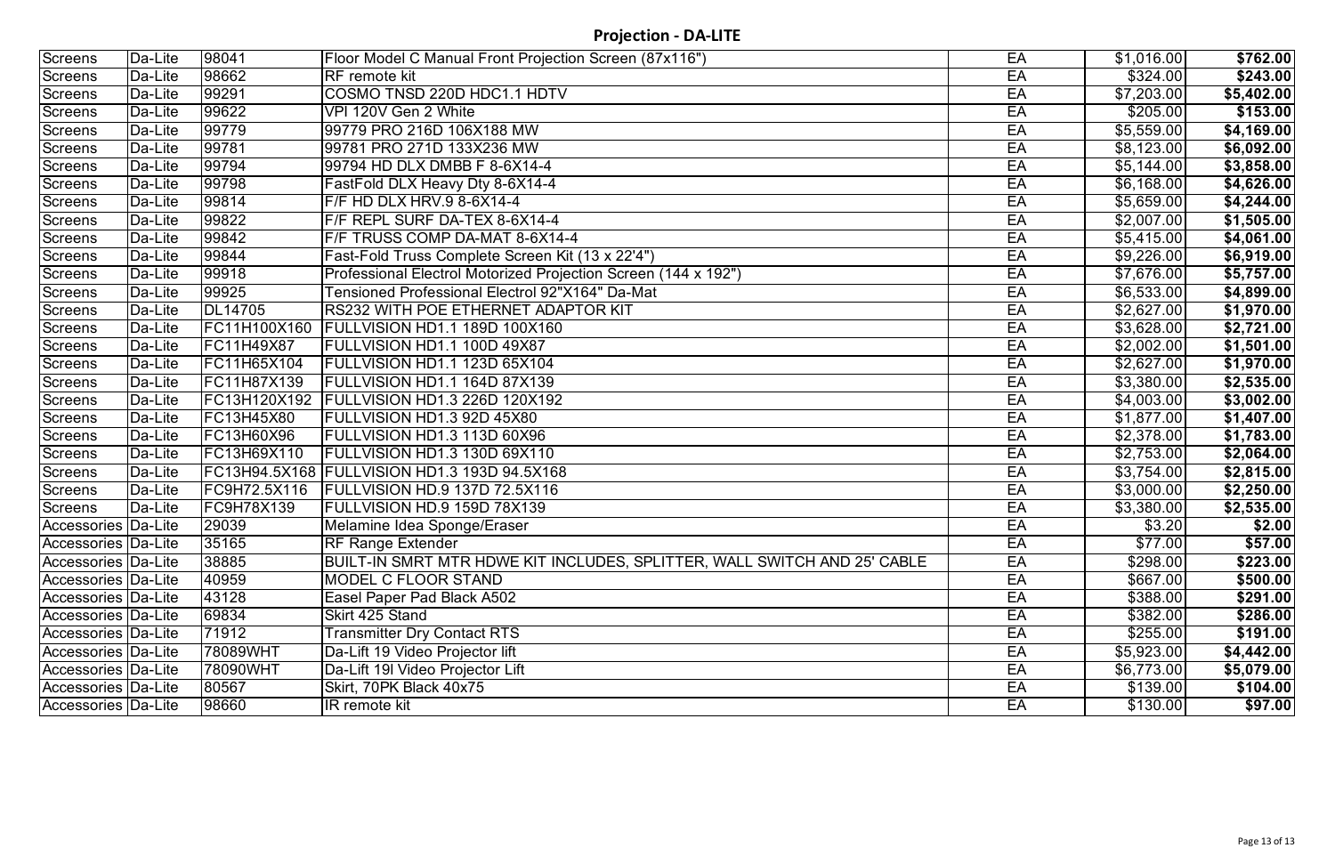# Projection - DA-LITE

| | | | | | | |
|---|---|---|---|---|---|---|
| Screens | Da-Lite | 98041 | Floor Model C Manual Front Projection Screen (87x116") | EA | $1,016.00 | **$762.00** |
| Screens | Da-Lite | 98662 | RF remote kit | EA | $324.00 | **$243.00** |
| Screens | Da-Lite | 99291 | COSMO TNSD 220D HDC1.1 HDTV | EA | $7,203.00 | **$5,402.00** |
| Screens | Da-Lite | 99622 | VPI 120V Gen 2 White | EA | $205.00 | **$153.00** |
| Screens | Da-Lite | 99779 | 99779 PRO 216D 106X188 MW | EA | $5,559.00 | **$4,169.00** |
| Screens | Da-Lite | 99781 | 99781 PRO 271D 133X236 MW | EA | $8,123.00 | **$6,092.00** |
| Screens | Da-Lite | 99794 | 99794 HD DLX DMBB F 8-6X14-4 | EA | $5,144.00 | **$3,858.00** |
| Screens | Da-Lite | 99798 | FastFold DLX Heavy Dty 8-6X14-4 | EA | $6,168.00 | **$4,626.00** |
| Screens | Da-Lite | 99814 | F/F HD DLX HRV.9 8-6X14-4 | EA | $5,659.00 | **$4,244.00** |
| Screens | Da-Lite | 99822 | F/F REPL SURF DA-TEX 8-6X14-4 | EA | $2,007.00 | **$1,505.00** |
| Screens | Da-Lite | 99842 | F/F TRUSS COMP DA-MAT 8-6X14-4 | EA | $5,415.00 | **$4,061.00** |
| Screens | Da-Lite | 99844 | Fast-Fold Truss Complete Screen Kit (13 x 22'4") | EA | $9,226.00 | **$6,919.00** |
| Screens | Da-Lite | 99918 | Professional Electrol Motorized Projection Screen (144 x 192") | EA | $7,676.00 | **$5,757.00** |
| Screens | Da-Lite | 99925 | Tensioned Professional Electrol 92"X164" Da-Mat | EA | $6,533.00 | **$4,899.00** |
| Screens | Da-Lite | DL14705 | RS232 WITH POE ETHERNET ADAPTOR KIT | EA | $2,627.00 | **$1,970.00** |
| Screens | Da-Lite | FC11H100X160 | FULLVISION HD1.1 189D 100X160 | EA | $3,628.00 | **$2,721.00** |
| Screens | Da-Lite | FC11H49X87 | FULLVISION HD1.1 100D 49X87 | EA | $2,002.00 | **$1,501.00** |
| Screens | Da-Lite | FC11H65X104 | FULLVISION HD1.1 123D 65X104 | EA | $2,627.00 | **$1,970.00** |
| Screens | Da-Lite | FC11H87X139 | FULLVISION HD1.1 164D 87X139 | EA | $3,380.00 | **$2,535.00** |
| Screens | Da-Lite | FC13H120X192 | FULLVISION HD1.3 226D 120X192 | EA | $4,003.00 | **$3,002.00** |
| Screens | Da-Lite | FC13H45X80 | FULLVISION HD1.3 92D 45X80 | EA | $1,877.00 | **$1,407.00** |
| Screens | Da-Lite | FC13H60X96 | FULLVISION HD1.3 113D 60X96 | EA | $2,378.00 | **$1,783.00** |
| Screens | Da-Lite | FC13H69X110 | FULLVISION HD1.3 130D 69X110 | EA | $2,753.00 | **$2,064.00** |
| Screens | Da-Lite | FC13H94.5X168 | FULLVISION HD1.3 193D 94.5X168 | EA | $3,754.00 | **$2,815.00** |
| Screens | Da-Lite | FC9H72.5X116 | FULLVISION HD.9 137D 72.5X116 | EA | $3,000.00 | **$2,250.00** |
| Screens | Da-Lite | FC9H78X139 | FULLVISION HD.9 159D 78X139 | EA | $3,380.00 | **$2,535.00** |
| Accessories | Da-Lite | 29039 | Melamine Idea Sponge/Eraser | EA | $3.20 | **$2.00** |
| Accessories | Da-Lite | 35165 | RF Range Extender | EA | $77.00 | **$57.00** |
| Accessories | Da-Lite | 38885 | BUILT-IN SMRT MTR HDWE KIT INCLUDES, SPLITTER, WALL SWITCH AND 25' CABLE | EA | $298.00 | **$223.00** |
| Accessories | Da-Lite | 40959 | MODEL C FLOOR STAND | EA | $667.00 | **$500.00** |
| Accessories | Da-Lite | 43128 | Easel Paper Pad Black A502 | EA | $388.00 | **$291.00** |
| Accessories | Da-Lite | 69834 | Skirt 425 Stand | EA | $382.00 | **$286.00** |
| Accessories | Da-Lite | 71912 | Transmitter Dry Contact RTS | EA | $255.00 | **$191.00** |
| Accessories | Da-Lite | 78089WHT | Da-Lift 19 Video Projector lift | EA | $5,923.00 | **$4,442.00** |
| Accessories | Da-Lite | 78090WHT | Da-Lift 19I Video Projector Lift | EA | $6,773.00 | **$5,079.00** |
| Accessories | Da-Lite | 80567 | Skirt, 70PK Black 40x75 | EA | $139.00 | **$104.00** |
| Accessories | Da-Lite | 98660 | IR remote kit | EA | $130.00 | **$97.00** |